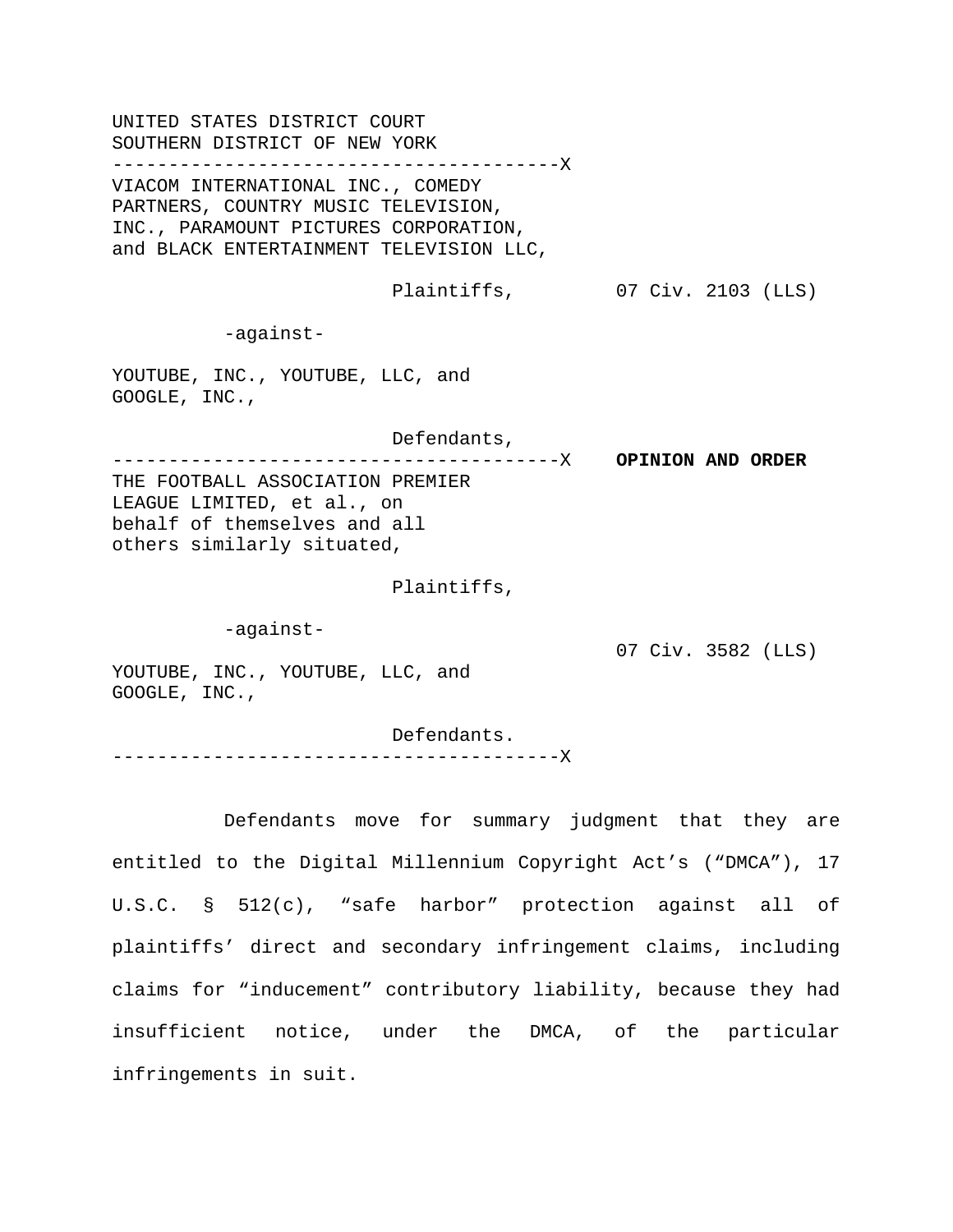UNITED STATES DISTRICT COURT
SOUTHERN DISTRICT OF NEW YORK

---------------------------------------X

VIACOM INTERNATIONAL INC., COMEDY PARTNERS, COUNTRY MUSIC TELEVISION, INC., PARAMOUNT PICTURES CORPORATION, and BLACK ENTERTAINMENT TELEVISION LLC,

Plaintiffs, 07 Civ. 2103 (LLS)

-against-

YOUTUBE, INC., YOUTUBE, LLC, and GOOGLE, INC.,

Defendants,

---------------------------------------X **OPINION AND ORDER**

THE FOOTBALL ASSOCIATION PREMIER LEAGUE LIMITED, et al., on behalf of themselves and all others similarly situated,

Plaintiffs,

-against-

07 Civ. 3582 (LLS)

YOUTUBE, INC., YOUTUBE, LLC, and GOOGLE, INC.,

Defendants.

---------------------------------------X

Defendants move for summary judgment that they are entitled to the Digital Millennium Copyright Act's ("DMCA"), 17 U.S.C. § 512(c), "safe harbor" protection against all of plaintiffs' direct and secondary infringement claims, including claims for "inducement" contributory liability, because they had insufficient notice, under the DMCA, of the particular infringements in suit.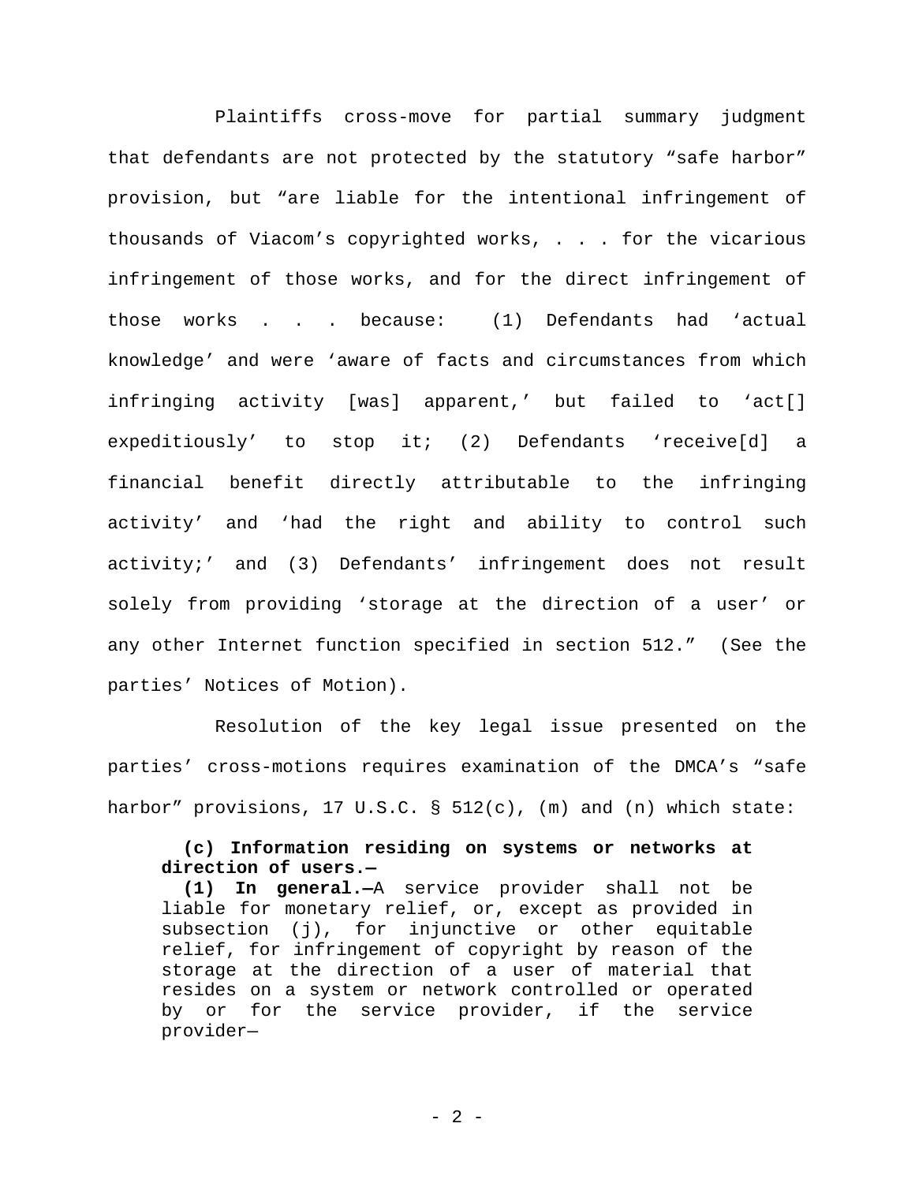Plaintiffs cross-move for partial summary judgment that defendants are not protected by the statutory "safe harbor" provision, but "are liable for the intentional infringement of thousands of Viacom's copyrighted works, . . . for the vicarious infringement of those works, and for the direct infringement of those works . . . because: (1) Defendants had 'actual knowledge' and were 'aware of facts and circumstances from which infringing activity [was] apparent,' but failed to 'act[] expeditiously' to stop it; (2) Defendants 'receive[d] a financial benefit directly attributable to the infringing activity' and 'had the right and ability to control such activity;' and (3) Defendants' infringement does not result solely from providing 'storage at the direction of a user' or any other Internet function specified in section 512." (See the parties' Notices of Motion).

Resolution of the key legal issue presented on the parties' cross-motions requires examination of the DMCA's "safe harbor" provisions, 17 U.S.C. § 512(c), (m) and (n) which state:

> **(c) Information residing on systems or networks at direction of users.—**
>
> **(1) In general.—**A service provider shall not be liable for monetary relief, or, except as provided in subsection (j), for injunctive or other equitable relief, for infringement of copyright by reason of the storage at the direction of a user of material that resides on a system or network controlled or operated by or for the service provider, if the service provider—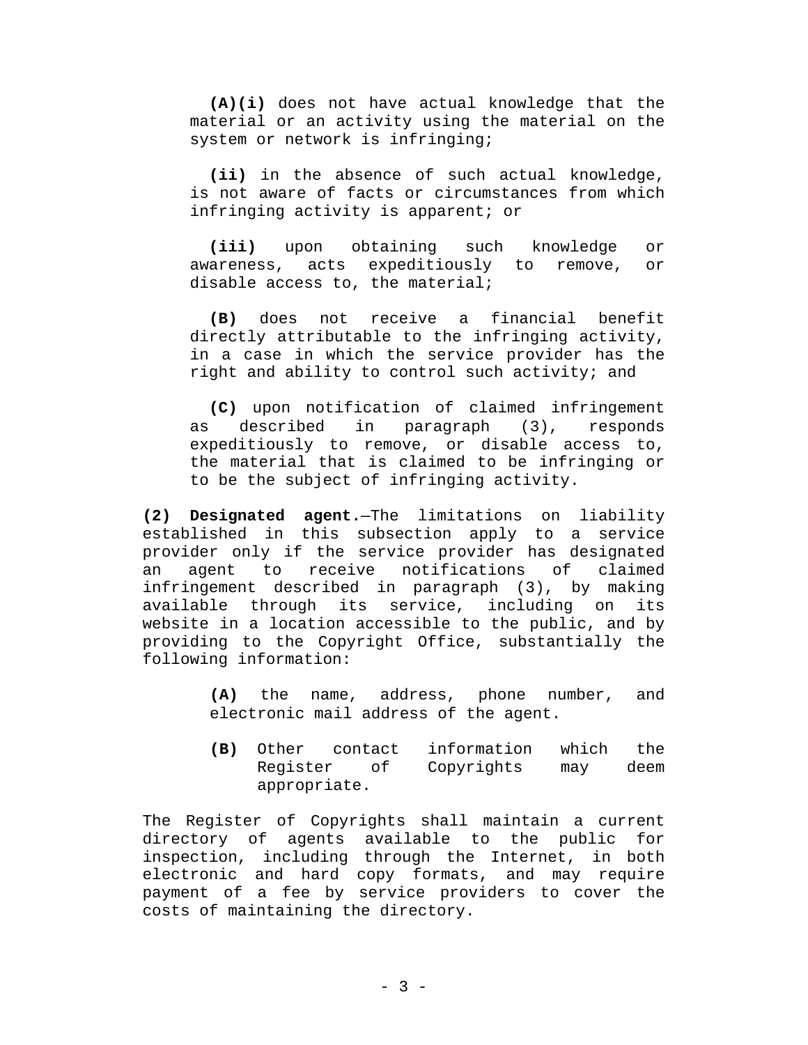**(A)(i)** does not have actual knowledge that the material or an activity using the material on the system or network is infringing;

**(ii)** in the absence of such actual knowledge, is not aware of facts or circumstances from which infringing activity is apparent; or

**(iii)** upon obtaining such knowledge or awareness, acts expeditiously to remove, or disable access to, the material;

**(B)** does not receive a financial benefit directly attributable to the infringing activity, in a case in which the service provider has the right and ability to control such activity; and

**(C)** upon notification of claimed infringement as described in paragraph (3), responds expeditiously to remove, or disable access to, the material that is claimed to be infringing or to be the subject of infringing activity.

**(2) Designated agent.**—The limitations on liability established in this subsection apply to a service provider only if the service provider has designated an agent to receive notifications of claimed infringement described in paragraph (3), by making available through its service, including on its website in a location accessible to the public, and by providing to the Copyright Office, substantially the following information:

**(A)** the name, address, phone number, and electronic mail address of the agent.

**(B)** Other contact information which the Register of Copyrights may deem appropriate.

The Register of Copyrights shall maintain a current directory of agents available to the public for inspection, including through the Internet, in both electronic and hard copy formats, and may require payment of a fee by service providers to cover the costs of maintaining the directory.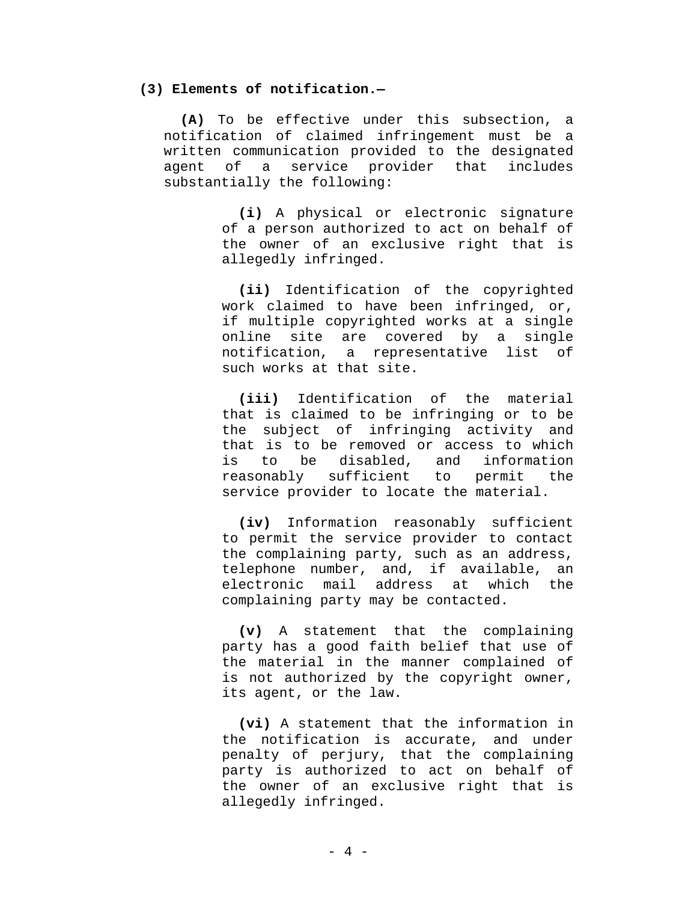**(3) Elements of notification.—**

**(A)** To be effective under this subsection, a notification of claimed infringement must be a written communication provided to the designated agent of a service provider that includes substantially the following:

**(i)** A physical or electronic signature of a person authorized to act on behalf of the owner of an exclusive right that is allegedly infringed.

**(ii)** Identification of the copyrighted work claimed to have been infringed, or, if multiple copyrighted works at a single online site are covered by a single notification, a representative list of such works at that site.

**(iii)** Identification of the material that is claimed to be infringing or to be the subject of infringing activity and that is to be removed or access to which is to be disabled, and information reasonably sufficient to permit the service provider to locate the material.

**(iv)** Information reasonably sufficient to permit the service provider to contact the complaining party, such as an address, telephone number, and, if available, an electronic mail address at which the complaining party may be contacted.

**(v)** A statement that the complaining party has a good faith belief that use of the material in the manner complained of is not authorized by the copyright owner, its agent, or the law.

**(vi)** A statement that the information in the notification is accurate, and under penalty of perjury, that the complaining party is authorized to act on behalf of the owner of an exclusive right that is allegedly infringed.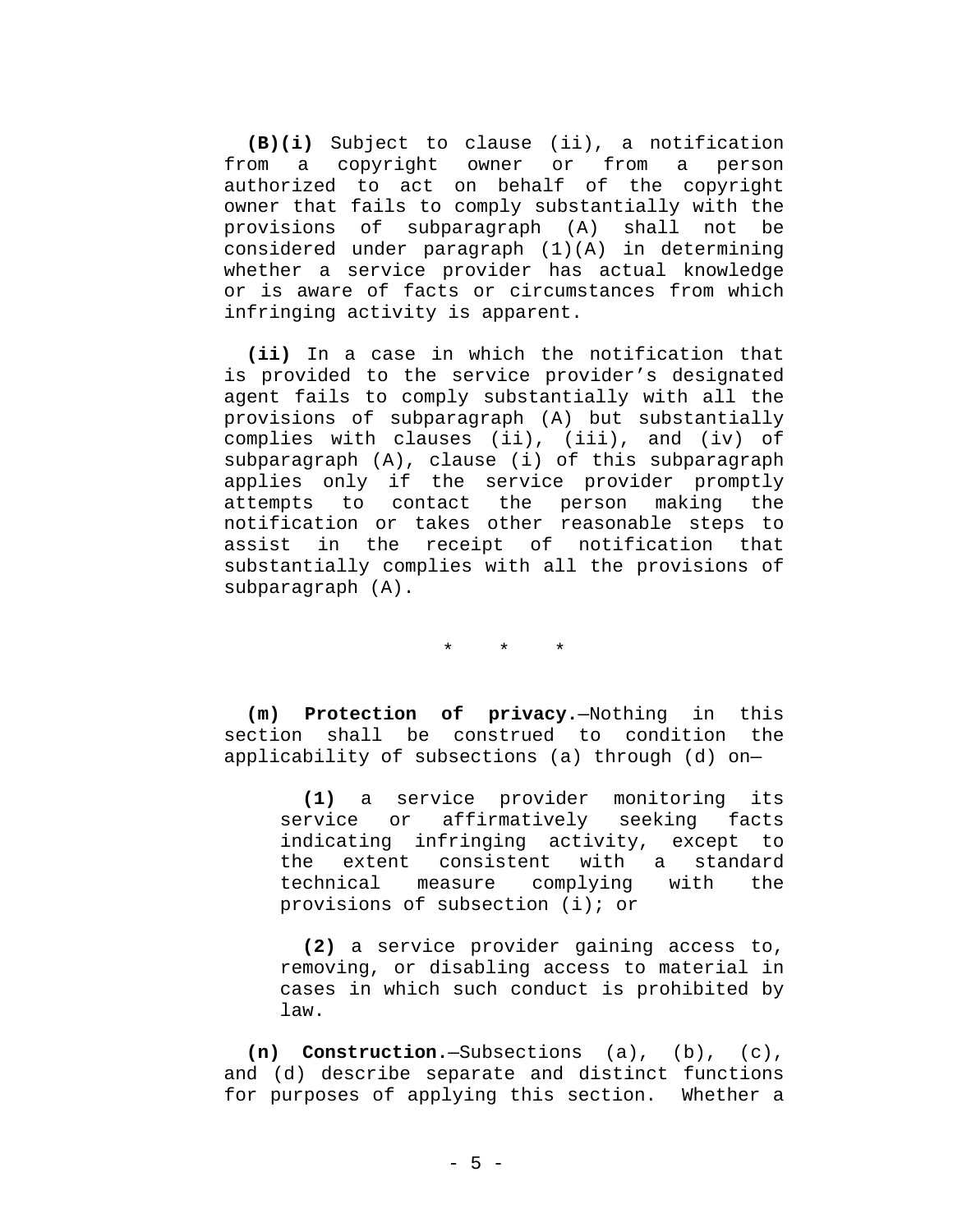**(B)(i)** Subject to clause (ii), a notification from a copyright owner or from a person authorized to act on behalf of the copyright owner that fails to comply substantially with the provisions of subparagraph (A) shall not be considered under paragraph (1)(A) in determining whether a service provider has actual knowledge or is aware of facts or circumstances from which infringing activity is apparent.

**(ii)** In a case in which the notification that is provided to the service provider's designated agent fails to comply substantially with all the provisions of subparagraph (A) but substantially complies with clauses (ii), (iii), and (iv) of subparagraph (A), clause (i) of this subparagraph applies only if the service provider promptly attempts to contact the person making the notification or takes other reasonable steps to assist in the receipt of notification that substantially complies with all the provisions of subparagraph (A).

\* \* \*

**(m) Protection of privacy.**—Nothing in this section shall be construed to condition the applicability of subsections (a) through (d) on—

> **(1)** a service provider monitoring its service or affirmatively seeking facts indicating infringing activity, except to the extent consistent with a standard technical measure complying with the provisions of subsection (i); or
>
> **(2)** a service provider gaining access to, removing, or disabling access to material in cases in which such conduct is prohibited by law.

**(n) Construction.**—Subsections (a), (b), (c), and (d) describe separate and distinct functions for purposes of applying this section. Whether a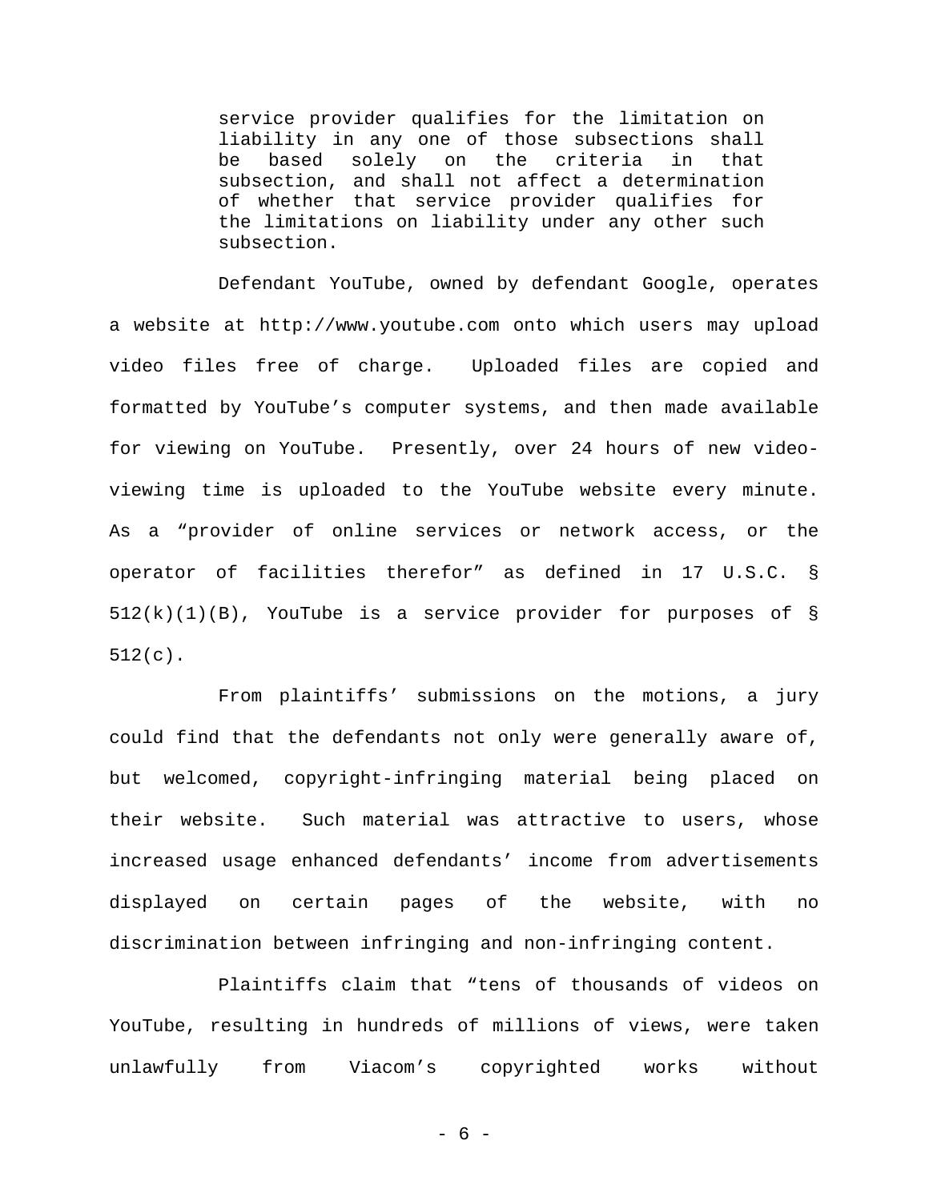> service provider qualifies for the limitation on liability in any one of those subsections shall be based solely on the criteria in that subsection, and shall not affect a determination of whether that service provider qualifies for the limitations on liability under any other such subsection.

Defendant YouTube, owned by defendant Google, operates a website at http://www.youtube.com onto which users may upload video files free of charge. Uploaded files are copied and formatted by YouTube's computer systems, and then made available for viewing on YouTube. Presently, over 24 hours of new video-viewing time is uploaded to the YouTube website every minute. As a "provider of online services or network access, or the operator of facilities therefor" as defined in 17 U.S.C. § 512(k)(1)(B), YouTube is a service provider for purposes of § 512(c).

From plaintiffs' submissions on the motions, a jury could find that the defendants not only were generally aware of, but welcomed, copyright-infringing material being placed on their website. Such material was attractive to users, whose increased usage enhanced defendants' income from advertisements displayed on certain pages of the website, with no discrimination between infringing and non-infringing content.

Plaintiffs claim that "tens of thousands of videos on YouTube, resulting in hundreds of millions of views, were taken unlawfully from Viacom's copyrighted works without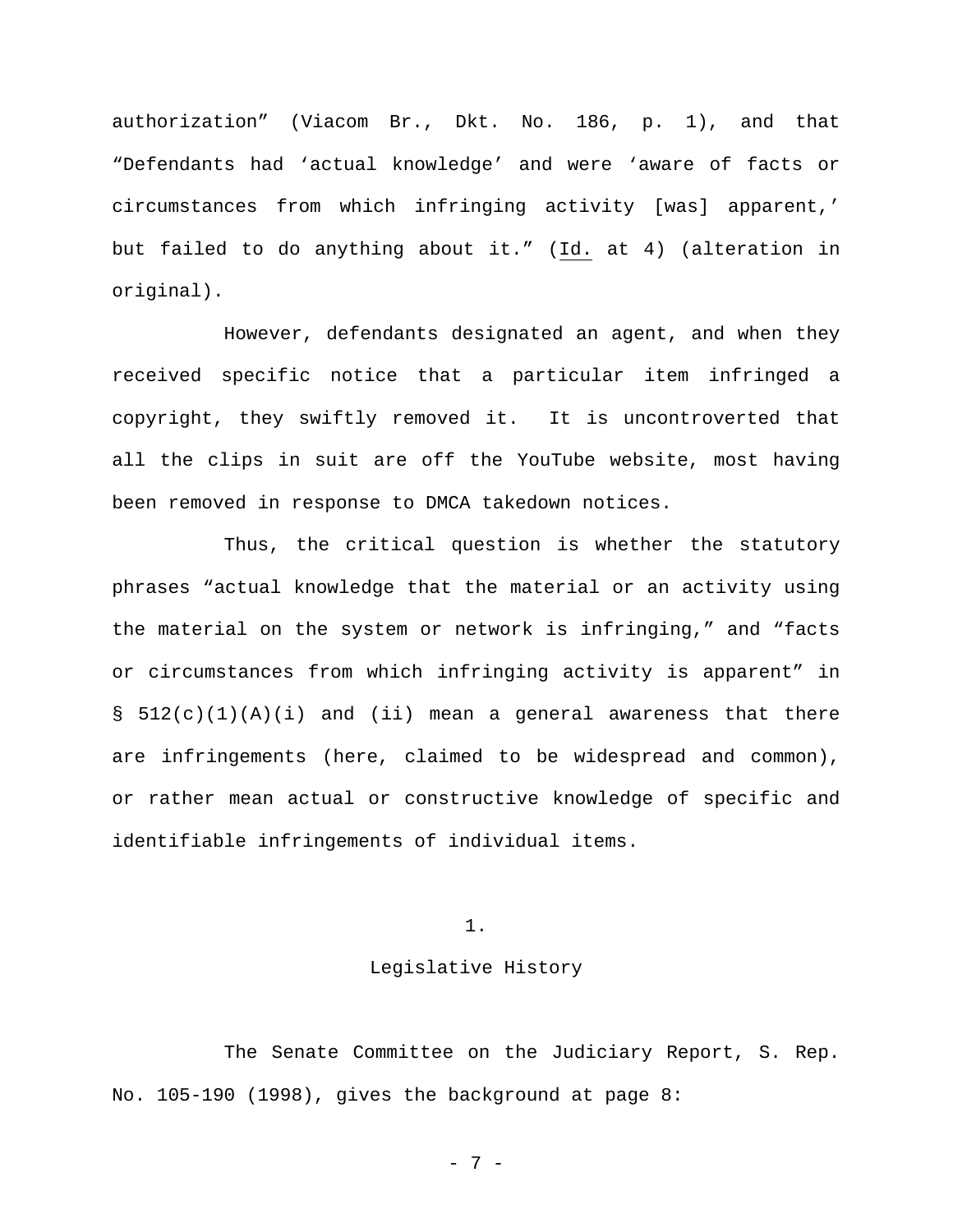authorization" (Viacom Br., Dkt. No. 186, p. 1), and that "Defendants had 'actual knowledge' and were 'aware of facts or circumstances from which infringing activity [was] apparent,' but failed to do anything about it." (Id. at 4) (alteration in original).

However, defendants designated an agent, and when they received specific notice that a particular item infringed a copyright, they swiftly removed it. It is uncontroverted that all the clips in suit are off the YouTube website, most having been removed in response to DMCA takedown notices.

Thus, the critical question is whether the statutory phrases "actual knowledge that the material or an activity using the material on the system or network is infringing," and "facts or circumstances from which infringing activity is apparent" in § 512(c)(1)(A)(i) and (ii) mean a general awareness that there are infringements (here, claimed to be widespread and common), or rather mean actual or constructive knowledge of specific and identifiable infringements of individual items.

## 1.

## Legislative History

The Senate Committee on the Judiciary Report, S. Rep. No. 105-190 (1998), gives the background at page 8: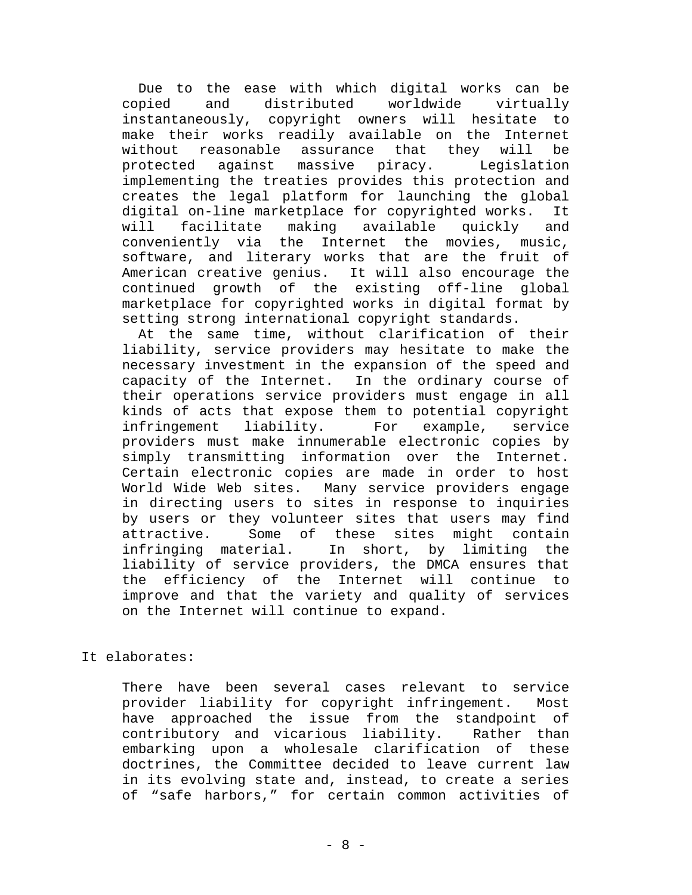> Due to the ease with which digital works can be copied and distributed worldwide virtually instantaneously, copyright owners will hesitate to make their works readily available on the Internet without reasonable assurance that they will be protected against massive piracy. Legislation implementing the treaties provides this protection and creates the legal platform for launching the global digital on-line marketplace for copyrighted works. It will facilitate making available quickly and conveniently via the Internet the movies, music, software, and literary works that are the fruit of American creative genius. It will also encourage the continued growth of the existing off-line global marketplace for copyrighted works in digital format by setting strong international copyright standards.
>
> At the same time, without clarification of their liability, service providers may hesitate to make the necessary investment in the expansion of the speed and capacity of the Internet. In the ordinary course of their operations service providers must engage in all kinds of acts that expose them to potential copyright infringement liability. For example, service providers must make innumerable electronic copies by simply transmitting information over the Internet. Certain electronic copies are made in order to host World Wide Web sites. Many service providers engage in directing users to sites in response to inquiries by users or they volunteer sites that users may find attractive. Some of these sites might contain infringing material. In short, by limiting the liability of service providers, the DMCA ensures that the efficiency of the Internet will continue to improve and that the variety and quality of services on the Internet will continue to expand.

It elaborates:

> There have been several cases relevant to service provider liability for copyright infringement. Most have approached the issue from the standpoint of contributory and vicarious liability. Rather than embarking upon a wholesale clarification of these doctrines, the Committee decided to leave current law in its evolving state and, instead, to create a series of “safe harbors,” for certain common activities of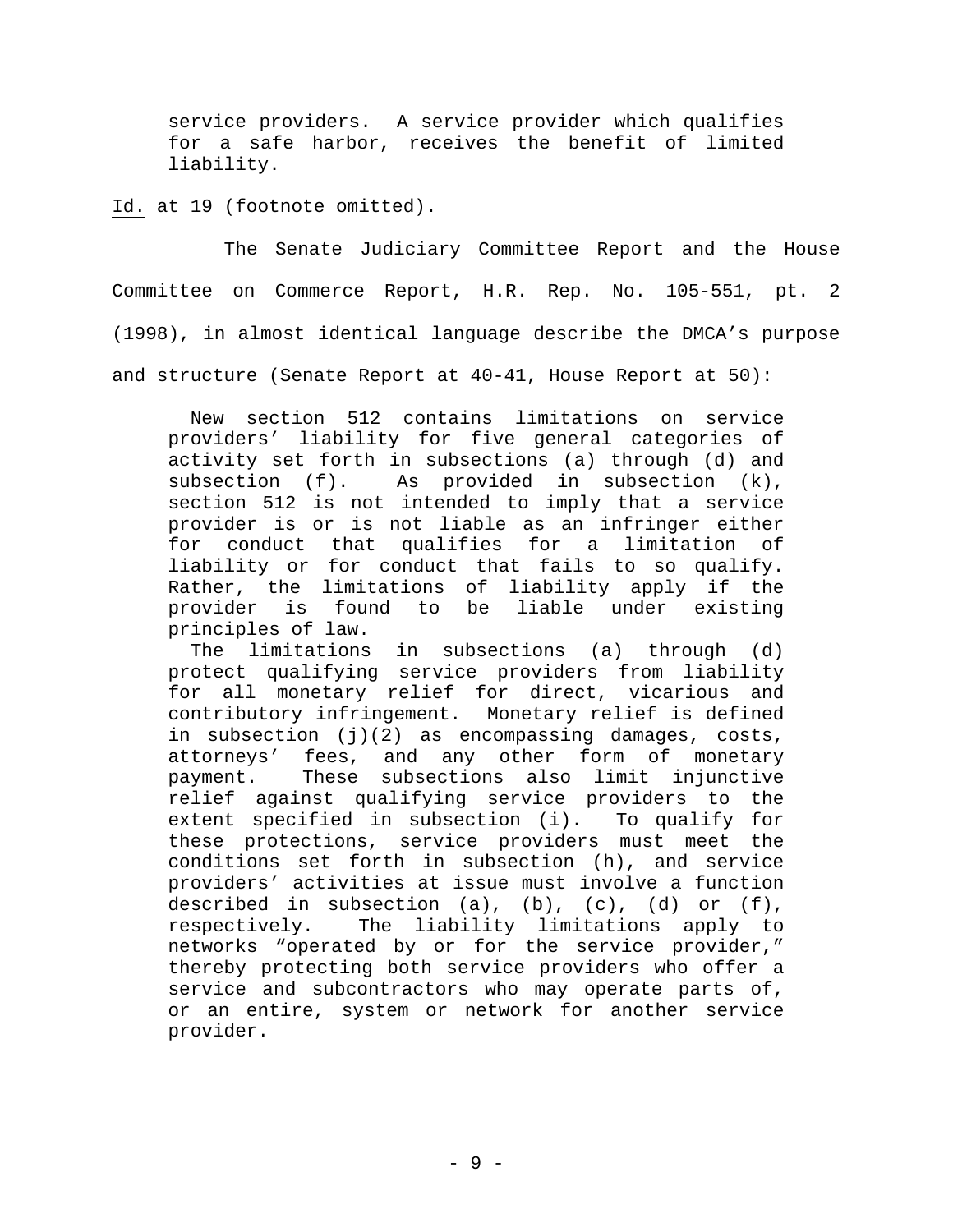> service providers. A service provider which qualifies for a safe harbor, receives the benefit of limited liability.

Id. at 19 (footnote omitted).

The Senate Judiciary Committee Report and the House Committee on Commerce Report, H.R. Rep. No. 105-551, pt. 2 (1998), in almost identical language describe the DMCA's purpose and structure (Senate Report at 40-41, House Report at 50):

> New section 512 contains limitations on service providers' liability for five general categories of activity set forth in subsections (a) through (d) and subsection (f). As provided in subsection (k), section 512 is not intended to imply that a service provider is or is not liable as an infringer either for conduct that qualifies for a limitation of liability or for conduct that fails to so qualify. Rather, the limitations of liability apply if the provider is found to be liable under existing principles of law.
>
> The limitations in subsections (a) through (d) protect qualifying service providers from liability for all monetary relief for direct, vicarious and contributory infringement. Monetary relief is defined in subsection (j)(2) as encompassing damages, costs, attorneys' fees, and any other form of monetary payment. These subsections also limit injunctive relief against qualifying service providers to the extent specified in subsection (i). To qualify for these protections, service providers must meet the conditions set forth in subsection (h), and service providers' activities at issue must involve a function described in subsection (a), (b), (c), (d) or (f), respectively. The liability limitations apply to networks "operated by or for the service provider," thereby protecting both service providers who offer a service and subcontractors who may operate parts of, or an entire, system or network for another service provider.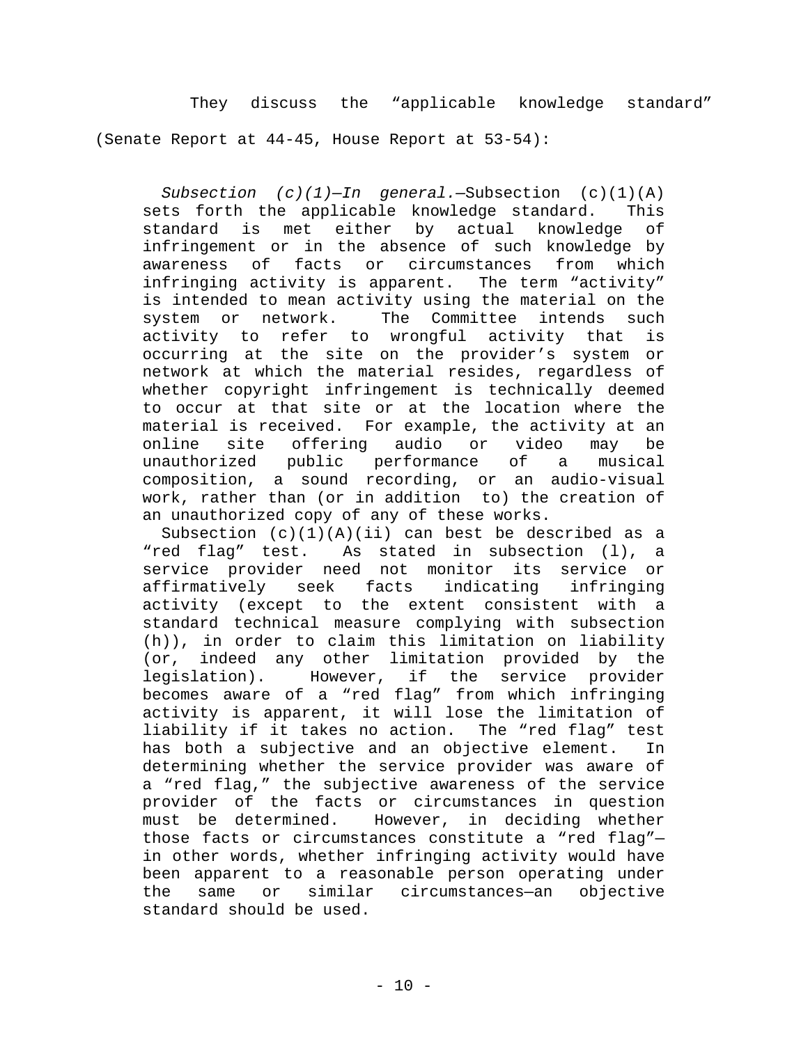They discuss the "applicable knowledge standard" (Senate Report at 44-45, House Report at 53-54):

> *Subsection (c)(1)—In general.*—Subsection (c)(1)(A) sets forth the applicable knowledge standard. This standard is met either by actual knowledge of infringement or in the absence of such knowledge by awareness of facts or circumstances from which infringing activity is apparent. The term "activity" is intended to mean activity using the material on the system or network. The Committee intends such activity to refer to wrongful activity that is occurring at the site on the provider's system or network at which the material resides, regardless of whether copyright infringement is technically deemed to occur at that site or at the location where the material is received. For example, the activity at an online site offering audio or video may be unauthorized public performance of a musical composition, a sound recording, or an audio-visual work, rather than (or in addition to) the creation of an unauthorized copy of any of these works.
>
> Subsection (c)(1)(A)(ii) can best be described as a "red flag" test. As stated in subsection (l), a service provider need not monitor its service or affirmatively seek facts indicating infringing activity (except to the extent consistent with a standard technical measure complying with subsection (h)), in order to claim this limitation on liability (or, indeed any other limitation provided by the legislation). However, if the service provider becomes aware of a "red flag" from which infringing activity is apparent, it will lose the limitation of liability if it takes no action. The "red flag" test has both a subjective and an objective element. In determining whether the service provider was aware of a "red flag," the subjective awareness of the service provider of the facts or circumstances in question must be determined. However, in deciding whether those facts or circumstances constitute a "red flag"—in other words, whether infringing activity would have been apparent to a reasonable person operating under the same or similar circumstances—an objective standard should be used.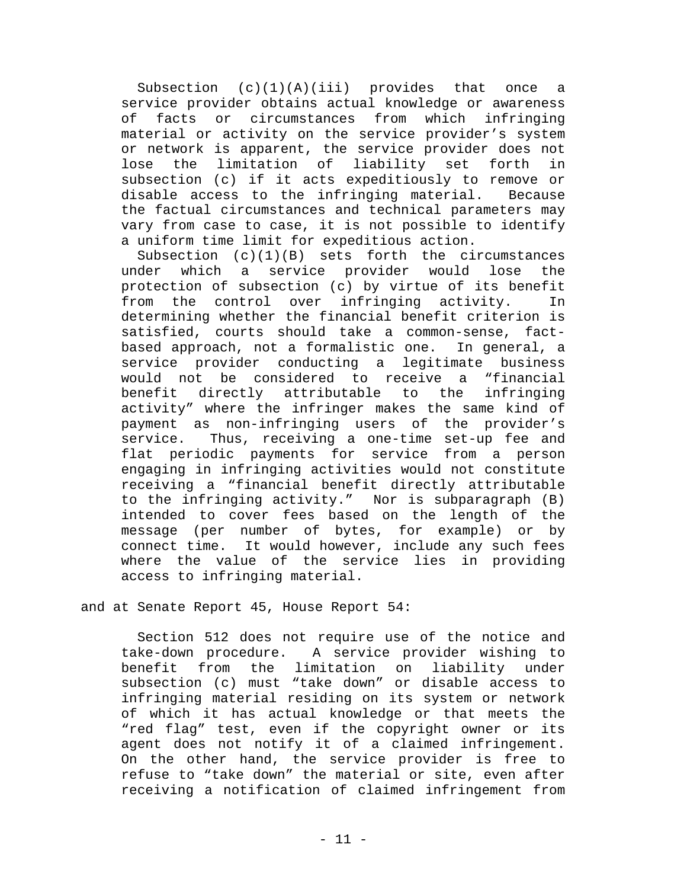> Subsection (c)(1)(A)(iii) provides that once a service provider obtains actual knowledge or awareness of facts or circumstances from which infringing material or activity on the service provider's system or network is apparent, the service provider does not lose the limitation of liability set forth in subsection (c) if it acts expeditiously to remove or disable access to the infringing material. Because the factual circumstances and technical parameters may vary from case to case, it is not possible to identify a uniform time limit for expeditious action.
>
> Subsection (c)(1)(B) sets forth the circumstances under which a service provider would lose the protection of subsection (c) by virtue of its benefit from the control over infringing activity. In determining whether the financial benefit criterion is satisfied, courts should take a common-sense, fact-based approach, not a formalistic one. In general, a service provider conducting a legitimate business would not be considered to receive a "financial benefit directly attributable to the infringing activity" where the infringer makes the same kind of payment as non-infringing users of the provider's service. Thus, receiving a one-time set-up fee and flat periodic payments for service from a person engaging in infringing activities would not constitute receiving a "financial benefit directly attributable to the infringing activity." Nor is subparagraph (B) intended to cover fees based on the length of the message (per number of bytes, for example) or by connect time. It would however, include any such fees where the value of the service lies in providing access to infringing material.

and at Senate Report 45, House Report 54:

> Section 512 does not require use of the notice and take-down procedure. A service provider wishing to benefit from the limitation on liability under subsection (c) must "take down" or disable access to infringing material residing on its system or network of which it has actual knowledge or that meets the "red flag" test, even if the copyright owner or its agent does not notify it of a claimed infringement. On the other hand, the service provider is free to refuse to "take down" the material or site, even after receiving a notification of claimed infringement from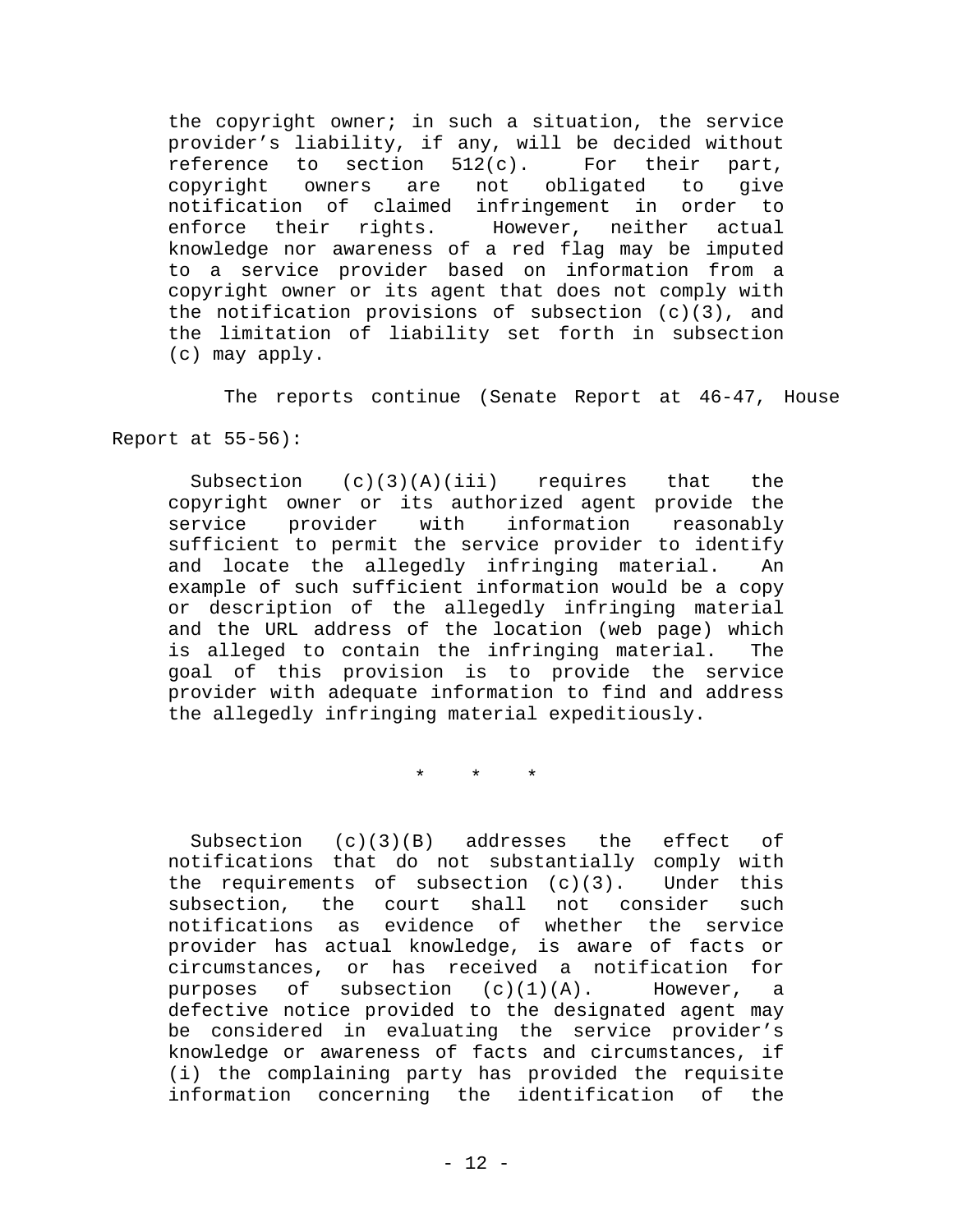> the copyright owner; in such a situation, the service provider's liability, if any, will be decided without reference to section 512(c). For their part, copyright owners are not obligated to give notification of claimed infringement in order to enforce their rights. However, neither actual knowledge nor awareness of a red flag may be imputed to a service provider based on information from a copyright owner or its agent that does not comply with the notification provisions of subsection (c)(3), and the limitation of liability set forth in subsection (c) may apply.

The reports continue (Senate Report at 46-47, House Report at 55-56):

> Subsection (c)(3)(A)(iii) requires that the copyright owner or its authorized agent provide the service provider with information reasonably sufficient to permit the service provider to identify and locate the allegedly infringing material. An example of such sufficient information would be a copy or description of the allegedly infringing material and the URL address of the location (web page) which is alleged to contain the infringing material. The goal of this provision is to provide the service provider with adequate information to find and address the allegedly infringing material expeditiously.
>
> \* \* \*
>
> Subsection (c)(3)(B) addresses the effect of notifications that do not substantially comply with the requirements of subsection (c)(3). Under this subsection, the court shall not consider such notifications as evidence of whether the service provider has actual knowledge, is aware of facts or circumstances, or has received a notification for purposes of subsection (c)(1)(A). However, a defective notice provided to the designated agent may be considered in evaluating the service provider's knowledge or awareness of facts and circumstances, if (i) the complaining party has provided the requisite information concerning the identification of the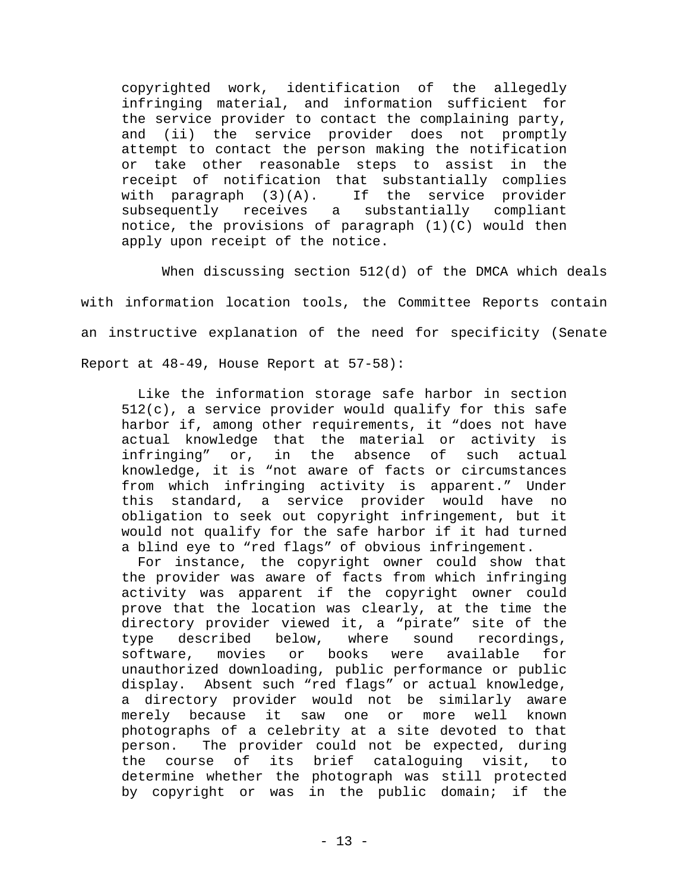> copyrighted work, identification of the allegedly infringing material, and information sufficient for the service provider to contact the complaining party, and (ii) the service provider does not promptly attempt to contact the person making the notification or take other reasonable steps to assist in the receipt of notification that substantially complies with paragraph (3)(A). If the service provider subsequently receives a substantially compliant notice, the provisions of paragraph (1)(C) would then apply upon receipt of the notice.

When discussing section 512(d) of the DMCA which deals with information location tools, the Committee Reports contain an instructive explanation of the need for specificity (Senate Report at 48-49, House Report at 57-58):

> Like the information storage safe harbor in section 512(c), a service provider would qualify for this safe harbor if, among other requirements, it "does not have actual knowledge that the material or activity is infringing" or, in the absence of such actual knowledge, it is "not aware of facts or circumstances from which infringing activity is apparent." Under this standard, a service provider would have no obligation to seek out copyright infringement, but it would not qualify for the safe harbor if it had turned a blind eye to "red flags" of obvious infringement.
>
> For instance, the copyright owner could show that the provider was aware of facts from which infringing activity was apparent if the copyright owner could prove that the location was clearly, at the time the directory provider viewed it, a "pirate" site of the type described below, where sound recordings, software, movies or books were available for unauthorized downloading, public performance or public display. Absent such "red flags" or actual knowledge, a directory provider would not be similarly aware merely because it saw one or more well known photographs of a celebrity at a site devoted to that person. The provider could not be expected, during the course of its brief cataloguing visit, to determine whether the photograph was still protected by copyright or was in the public domain; if the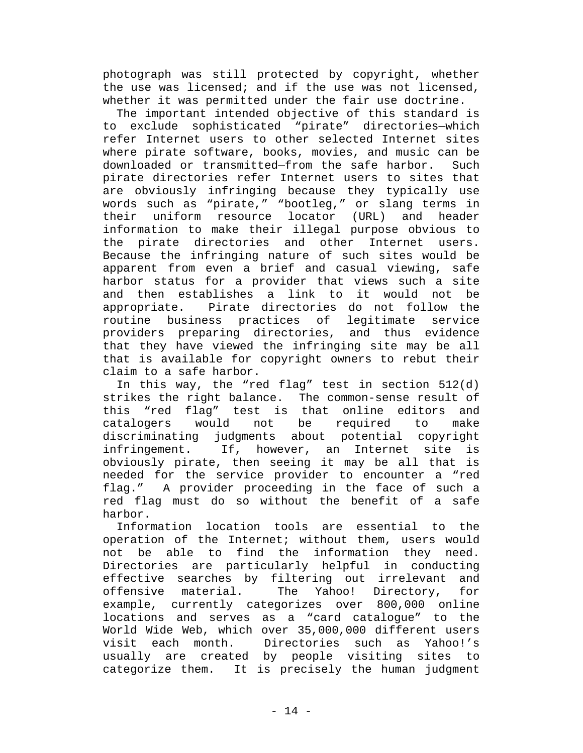photograph was still protected by copyright, whether the use was licensed; and if the use was not licensed, whether it was permitted under the fair use doctrine.

The important intended objective of this standard is to exclude sophisticated "pirate" directories—which refer Internet users to other selected Internet sites where pirate software, books, movies, and music can be downloaded or transmitted—from the safe harbor. Such pirate directories refer Internet users to sites that are obviously infringing because they typically use words such as "pirate," "bootleg," or slang terms in their uniform resource locator (URL) and header information to make their illegal purpose obvious to the pirate directories and other Internet users. Because the infringing nature of such sites would be apparent from even a brief and casual viewing, safe harbor status for a provider that views such a site and then establishes a link to it would not be appropriate. Pirate directories do not follow the routine business practices of legitimate service providers preparing directories, and thus evidence that they have viewed the infringing site may be all that is available for copyright owners to rebut their claim to a safe harbor.

In this way, the "red flag" test in section 512(d) strikes the right balance. The common-sense result of this "red flag" test is that online editors and catalogers would not be required to make discriminating judgments about potential copyright infringement. If, however, an Internet site is obviously pirate, then seeing it may be all that is needed for the service provider to encounter a "red flag." A provider proceeding in the face of such a red flag must do so without the benefit of a safe harbor.

Information location tools are essential to the operation of the Internet; without them, users would not be able to find the information they need. Directories are particularly helpful in conducting effective searches by filtering out irrelevant and offensive material. The Yahoo! Directory, for example, currently categorizes over 800,000 online locations and serves as a "card catalogue" to the World Wide Web, which over 35,000,000 different users visit each month. Directories such as Yahoo!'s usually are created by people visiting sites to categorize them. It is precisely the human judgment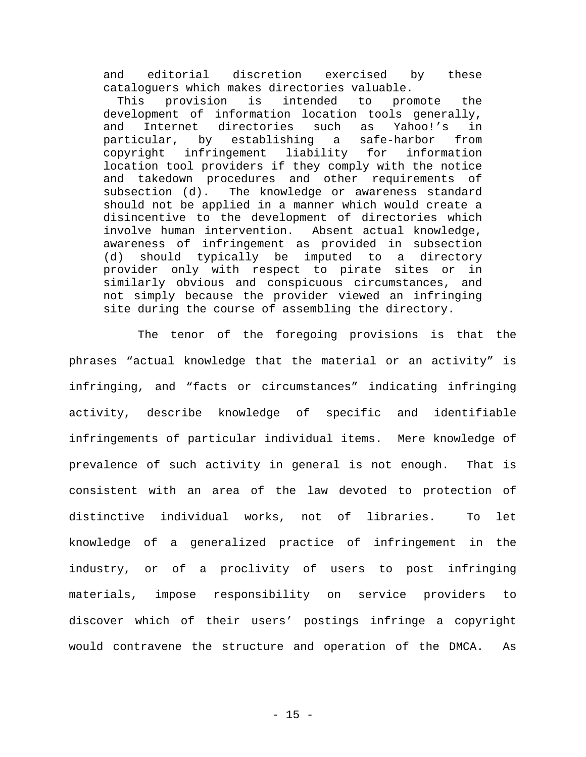> and editorial discretion exercised by these cataloguers which makes directories valuable.
>
> This provision is intended to promote the development of information location tools generally, and Internet directories such as Yahoo!'s in particular, by establishing a safe-harbor from copyright infringement liability for information location tool providers if they comply with the notice and takedown procedures and other requirements of subsection (d). The knowledge or awareness standard should not be applied in a manner which would create a disincentive to the development of directories which involve human intervention. Absent actual knowledge, awareness of infringement as provided in subsection (d) should typically be imputed to a directory provider only with respect to pirate sites or in similarly obvious and conspicuous circumstances, and not simply because the provider viewed an infringing site during the course of assembling the directory.

The tenor of the foregoing provisions is that the phrases "actual knowledge that the material or an activity" is infringing, and "facts or circumstances" indicating infringing activity, describe knowledge of specific and identifiable infringements of particular individual items. Mere knowledge of prevalence of such activity in general is not enough. That is consistent with an area of the law devoted to protection of distinctive individual works, not of libraries. To let knowledge of a generalized practice of infringement in the industry, or of a proclivity of users to post infringing materials, impose responsibility on service providers to discover which of their users' postings infringe a copyright would contravene the structure and operation of the DMCA. As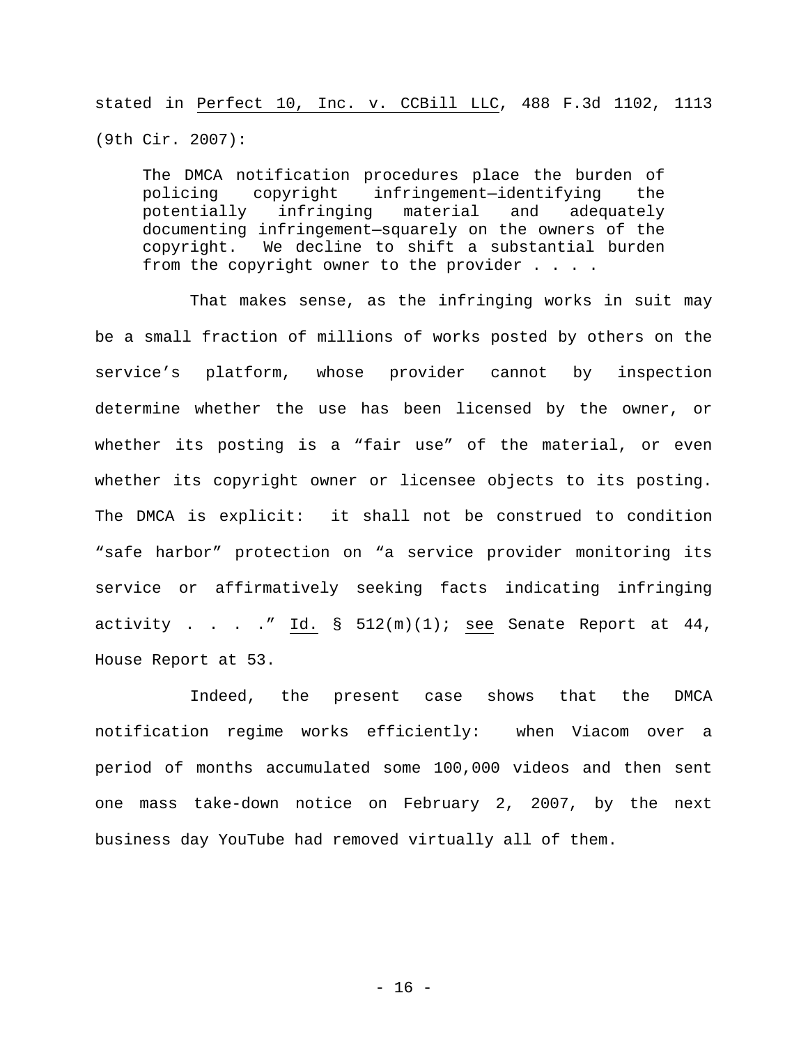stated in Perfect 10, Inc. v. CCBill LLC, 488 F.3d 1102, 1113 (9th Cir. 2007):

> The DMCA notification procedures place the burden of policing copyright infringement—identifying the potentially infringing material and adequately documenting infringement—squarely on the owners of the copyright. We decline to shift a substantial burden from the copyright owner to the provider . . . .

That makes sense, as the infringing works in suit may be a small fraction of millions of works posted by others on the service's platform, whose provider cannot by inspection determine whether the use has been licensed by the owner, or whether its posting is a "fair use" of the material, or even whether its copyright owner or licensee objects to its posting. The DMCA is explicit: it shall not be construed to condition "safe harbor" protection on "a service provider monitoring its service or affirmatively seeking facts indicating infringing activity . . . ." Id. § 512(m)(1); see Senate Report at 44, House Report at 53.

Indeed, the present case shows that the DMCA notification regime works efficiently: when Viacom over a period of months accumulated some 100,000 videos and then sent one mass take-down notice on February 2, 2007, by the next business day YouTube had removed virtually all of them.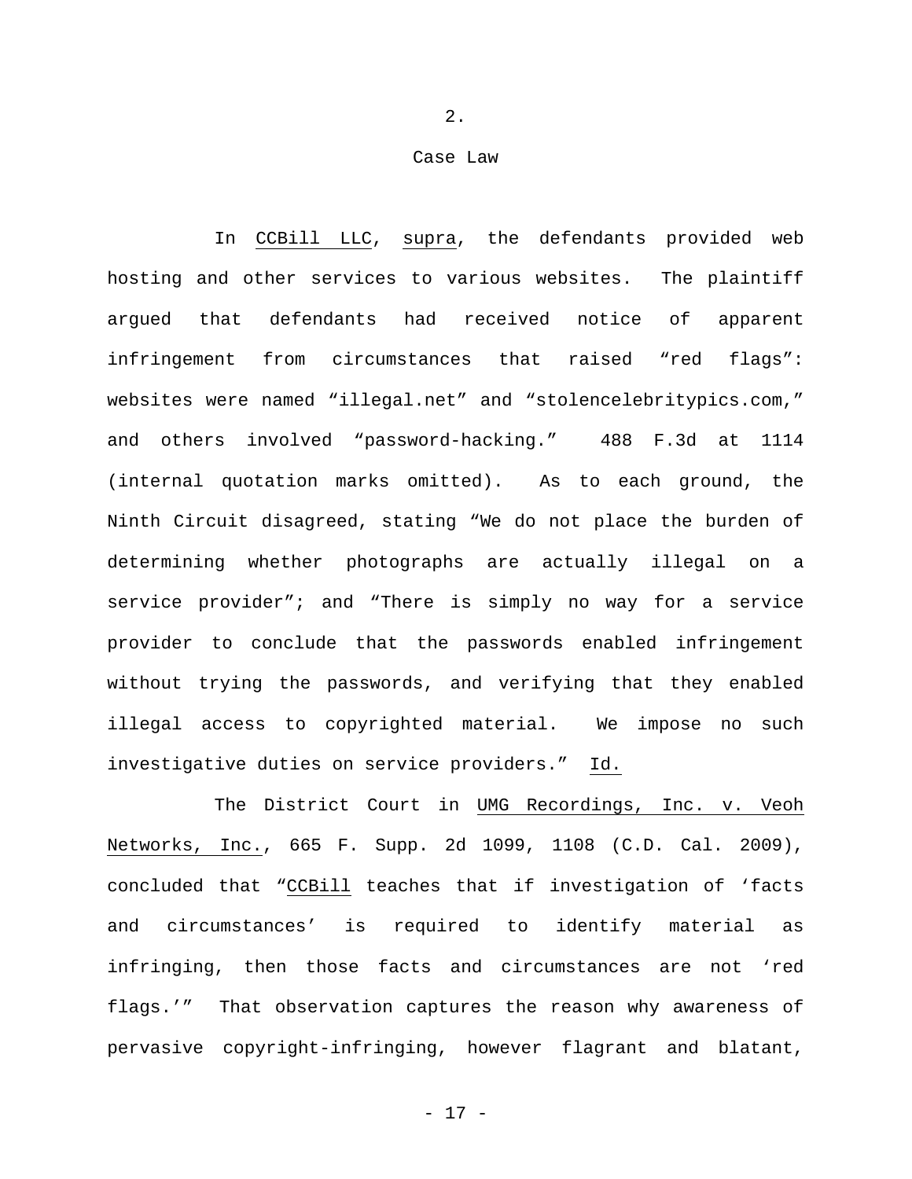## 2.

## Case Law

In CCBill LLC, supra, the defendants provided web hosting and other services to various websites. The plaintiff argued that defendants had received notice of apparent infringement from circumstances that raised "red flags": websites were named "illegal.net" and "stolencelebritypics.com," and others involved "password-hacking." 488 F.3d at 1114 (internal quotation marks omitted). As to each ground, the Ninth Circuit disagreed, stating "We do not place the burden of determining whether photographs are actually illegal on a service provider"; and "There is simply no way for a service provider to conclude that the passwords enabled infringement without trying the passwords, and verifying that they enabled illegal access to copyrighted material. We impose no such investigative duties on service providers." Id.

The District Court in UMG Recordings, Inc. v. Veoh Networks, Inc., 665 F. Supp. 2d 1099, 1108 (C.D. Cal. 2009), concluded that "CCBill teaches that if investigation of 'facts and circumstances' is required to identify material as infringing, then those facts and circumstances are not 'red flags.'" That observation captures the reason why awareness of pervasive copyright-infringing, however flagrant and blatant,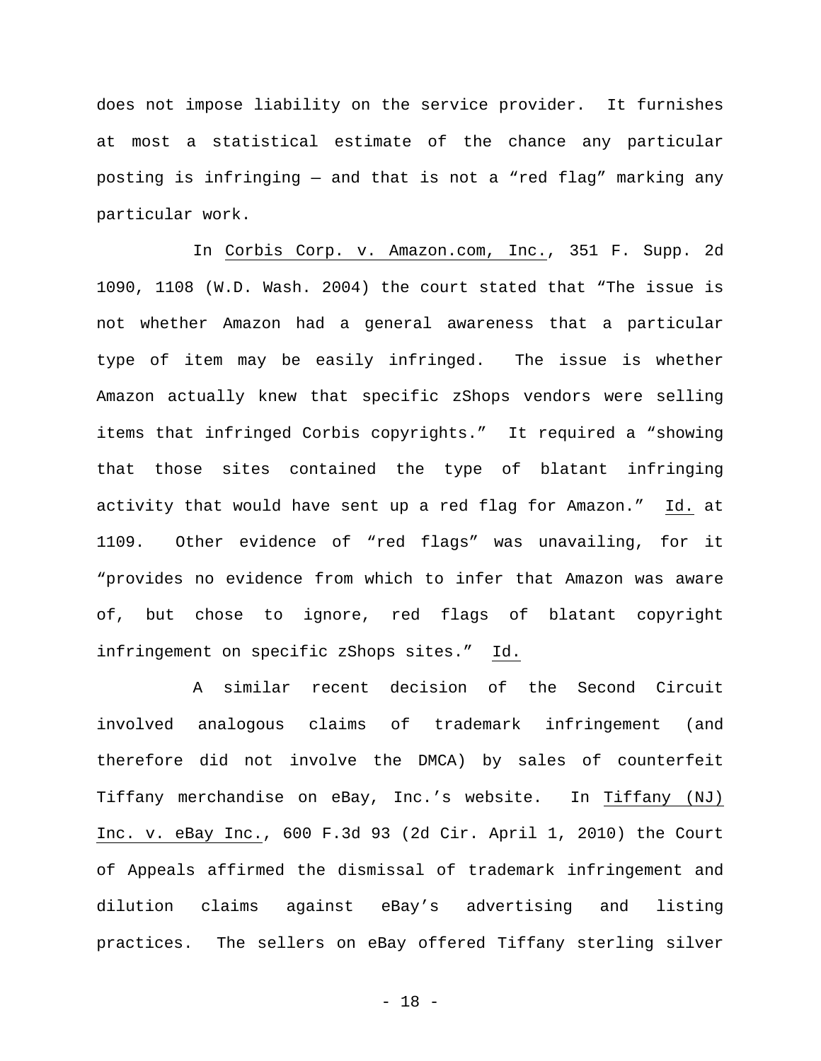does not impose liability on the service provider. It furnishes at most a statistical estimate of the chance any particular posting is infringing — and that is not a "red flag" marking any particular work.

In Corbis Corp. v. Amazon.com, Inc., 351 F. Supp. 2d 1090, 1108 (W.D. Wash. 2004) the court stated that "The issue is not whether Amazon had a general awareness that a particular type of item may be easily infringed. The issue is whether Amazon actually knew that specific zShops vendors were selling items that infringed Corbis copyrights." It required a "showing that those sites contained the type of blatant infringing activity that would have sent up a red flag for Amazon." Id. at 1109. Other evidence of "red flags" was unavailing, for it "provides no evidence from which to infer that Amazon was aware of, but chose to ignore, red flags of blatant copyright infringement on specific zShops sites." Id.

A similar recent decision of the Second Circuit involved analogous claims of trademark infringement (and therefore did not involve the DMCA) by sales of counterfeit Tiffany merchandise on eBay, Inc.'s website. In Tiffany (NJ) Inc. v. eBay Inc., 600 F.3d 93 (2d Cir. April 1, 2010) the Court of Appeals affirmed the dismissal of trademark infringement and dilution claims against eBay's advertising and listing practices. The sellers on eBay offered Tiffany sterling silver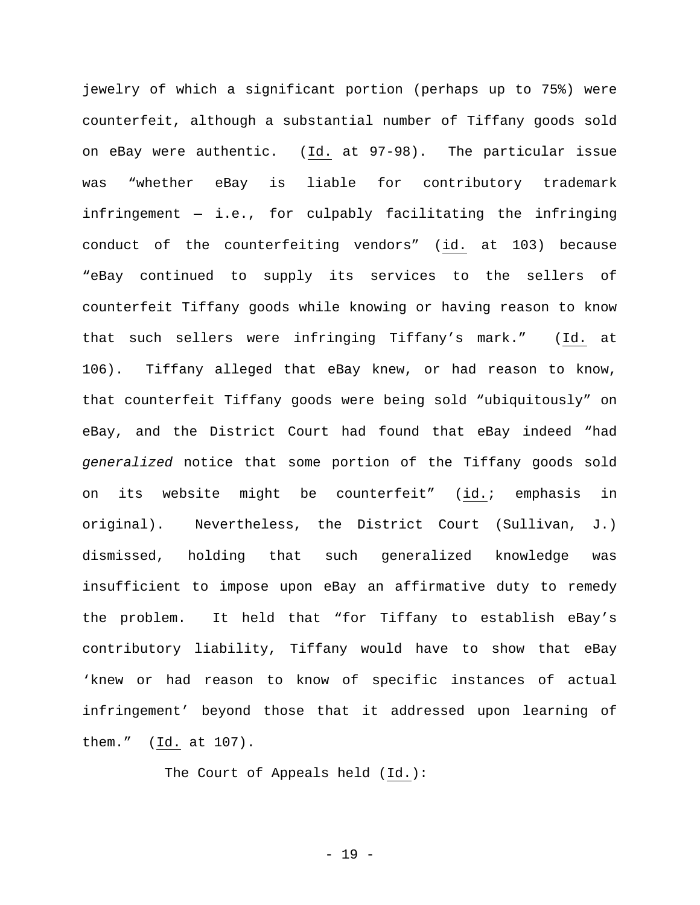jewelry of which a significant portion (perhaps up to 75%) were counterfeit, although a substantial number of Tiffany goods sold on eBay were authentic. (Id. at 97-98). The particular issue was "whether eBay is liable for contributory trademark infringement — i.e., for culpably facilitating the infringing conduct of the counterfeiting vendors" (id. at 103) because "eBay continued to supply its services to the sellers of counterfeit Tiffany goods while knowing or having reason to know that such sellers were infringing Tiffany's mark." (Id. at 106). Tiffany alleged that eBay knew, or had reason to know, that counterfeit Tiffany goods were being sold "ubiquitously" on eBay, and the District Court had found that eBay indeed "had *generalized* notice that some portion of the Tiffany goods sold on its website might be counterfeit" (id.; emphasis in original). Nevertheless, the District Court (Sullivan, J.) dismissed, holding that such generalized knowledge was insufficient to impose upon eBay an affirmative duty to remedy the problem. It held that "for Tiffany to establish eBay's contributory liability, Tiffany would have to show that eBay 'knew or had reason to know of specific instances of actual infringement' beyond those that it addressed upon learning of them." (Id. at 107).

The Court of Appeals held (Id.):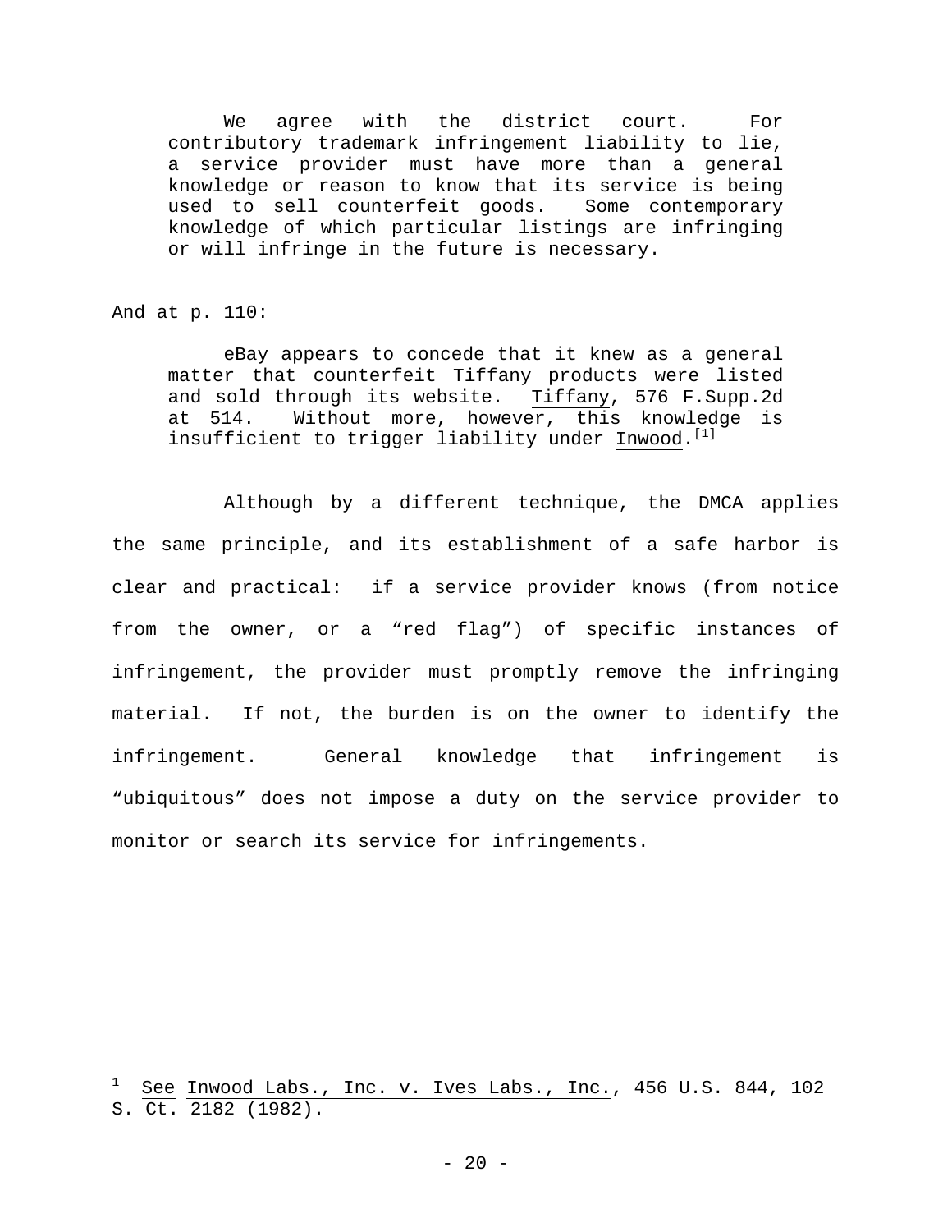> We agree with the district court. For contributory trademark infringement liability to lie, a service provider must have more than a general knowledge or reason to know that its service is being used to sell counterfeit goods. Some contemporary knowledge of which particular listings are infringing or will infringe in the future is necessary.

And at p. 110:

> eBay appears to concede that it knew as a general matter that counterfeit Tiffany products were listed and sold through its website. Tiffany, 576 F.Supp.2d at 514. Without more, however, this knowledge is insufficient to trigger liability under Inwood.[1]

Although by a different technique, the DMCA applies the same principle, and its establishment of a safe harbor is clear and practical: if a service provider knows (from notice from the owner, or a "red flag") of specific instances of infringement, the provider must promptly remove the infringing material. If not, the burden is on the owner to identify the infringement. General knowledge that infringement is "ubiquitous" does not impose a duty on the service provider to monitor or search its service for infringements.

---

[1] See Inwood Labs., Inc. v. Ives Labs., Inc., 456 U.S. 844, 102 S. Ct. 2182 (1982).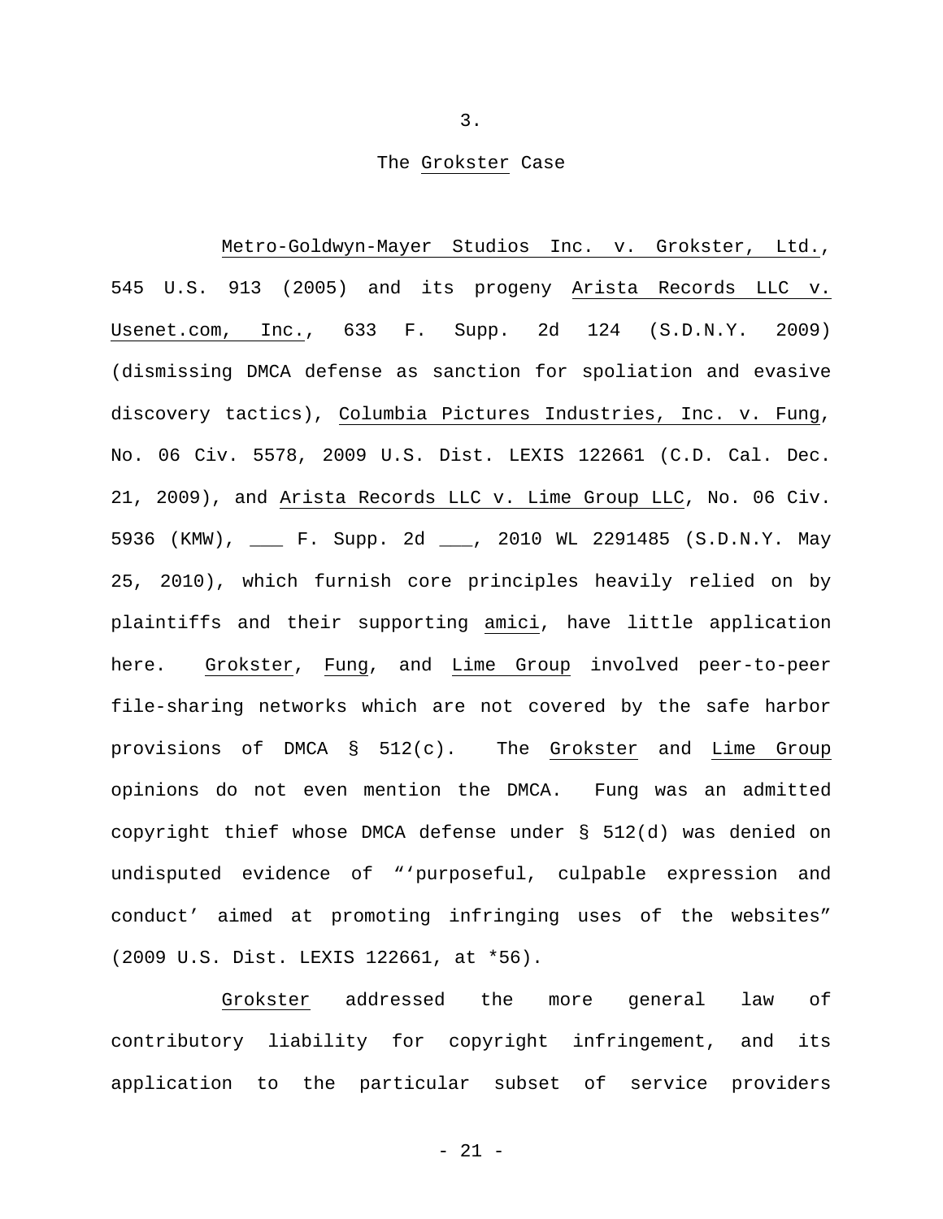### 3.

### The *Grokster* Case

*Metro-Goldwyn-Mayer Studios Inc. v. Grokster, Ltd.*, 545 U.S. 913 (2005) and its progeny *Arista Records LLC v. Usenet.com, Inc.*, 633 F. Supp. 2d 124 (S.D.N.Y. 2009) (dismissing DMCA defense as sanction for spoliation and evasive discovery tactics), *Columbia Pictures Industries, Inc. v. Fung*, No. 06 Civ. 5578, 2009 U.S. Dist. LEXIS 122661 (C.D. Cal. Dec. 21, 2009), and *Arista Records LLC v. Lime Group LLC*, No. 06 Civ. 5936 (KMW), ___ F. Supp. 2d ___, 2010 WL 2291485 (S.D.N.Y. May 25, 2010), which furnish core principles heavily relied on by plaintiffs and their supporting *amici*, have little application here. *Grokster*, *Fung*, and *Lime Group* involved peer-to-peer file-sharing networks which are not covered by the safe harbor provisions of DMCA § 512(c). The *Grokster* and *Lime Group* opinions do not even mention the DMCA. *Fung* was an admitted copyright thief whose DMCA defense under § 512(d) was denied on undisputed evidence of "'purposeful, culpable expression and conduct' aimed at promoting infringing uses of the websites" (2009 U.S. Dist. LEXIS 122661, at *56).

*Grokster* addressed the more general law of contributory liability for copyright infringement, and its application to the particular subset of service providers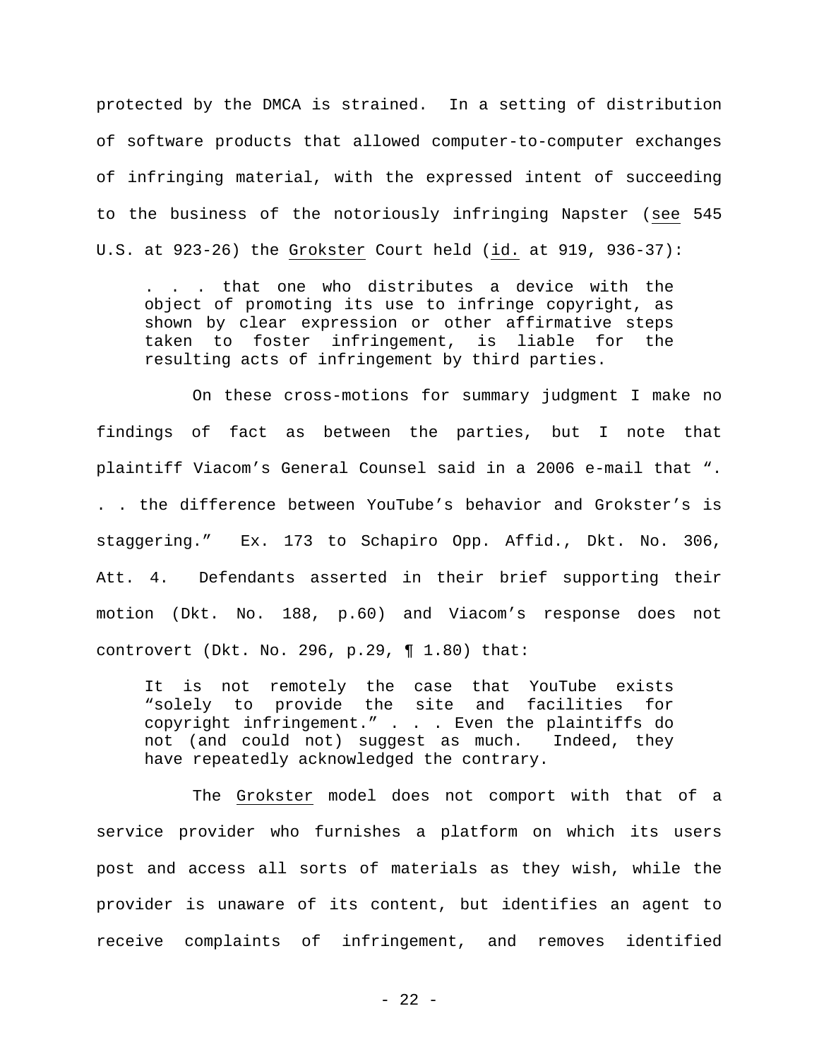protected by the DMCA is strained. In a setting of distribution of software products that allowed computer-to-computer exchanges of infringing material, with the expressed intent of succeeding to the business of the notoriously infringing Napster (see 545 U.S. at 923-26) the Grokster Court held (id. at 919, 936-37):

> . . . that one who distributes a device with the object of promoting its use to infringe copyright, as shown by clear expression or other affirmative steps taken to foster infringement, is liable for the resulting acts of infringement by third parties.

On these cross-motions for summary judgment I make no findings of fact as between the parties, but I note that plaintiff Viacom's General Counsel said in a 2006 e-mail that ". . . the difference between YouTube's behavior and Grokster's is staggering." Ex. 173 to Schapiro Opp. Affid., Dkt. No. 306, Att. 4. Defendants asserted in their brief supporting their motion (Dkt. No. 188, p.60) and Viacom's response does not controvert (Dkt. No. 296, p.29, ¶ 1.80) that:

> It is not remotely the case that YouTube exists "solely to provide the site and facilities for copyright infringement." . . . Even the plaintiffs do not (and could not) suggest as much. Indeed, they have repeatedly acknowledged the contrary.

The Grokster model does not comport with that of a service provider who furnishes a platform on which its users post and access all sorts of materials as they wish, while the provider is unaware of its content, but identifies an agent to receive complaints of infringement, and removes identified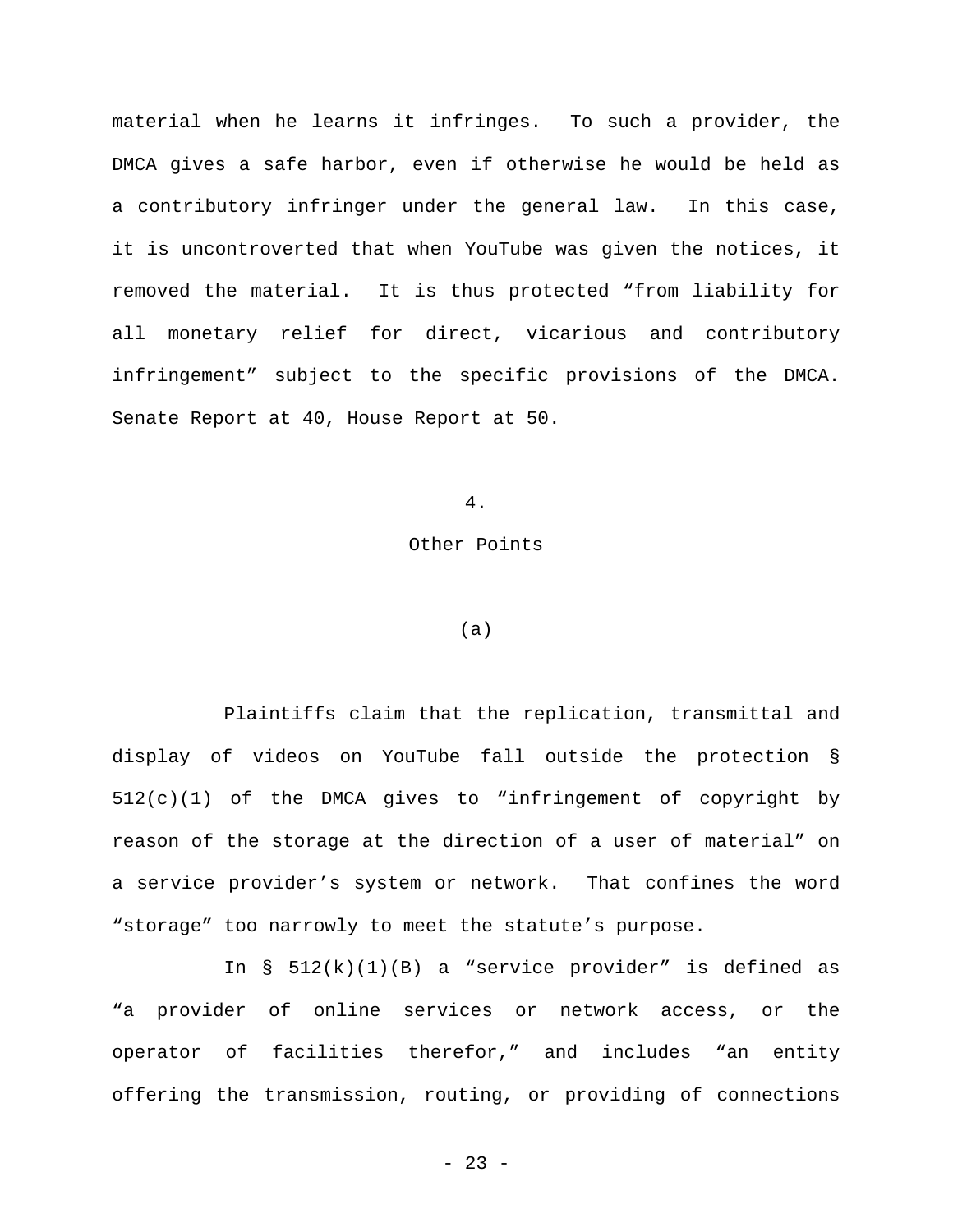material when he learns it infringes. To such a provider, the DMCA gives a safe harbor, even if otherwise he would be held as a contributory infringer under the general law. In this case, it is uncontroverted that when YouTube was given the notices, it removed the material. It is thus protected "from liability for all monetary relief for direct, vicarious and contributory infringement" subject to the specific provisions of the DMCA. Senate Report at 40, House Report at 50.

### 4.

### Other Points

#### (a)

Plaintiffs claim that the replication, transmittal and display of videos on YouTube fall outside the protection § 512(c)(1) of the DMCA gives to "infringement of copyright by reason of the storage at the direction of a user of material" on a service provider's system or network. That confines the word "storage" too narrowly to meet the statute's purpose.

In § 512(k)(1)(B) a "service provider" is defined as "a provider of online services or network access, or the operator of facilities therefor," and includes "an entity offering the transmission, routing, or providing of connections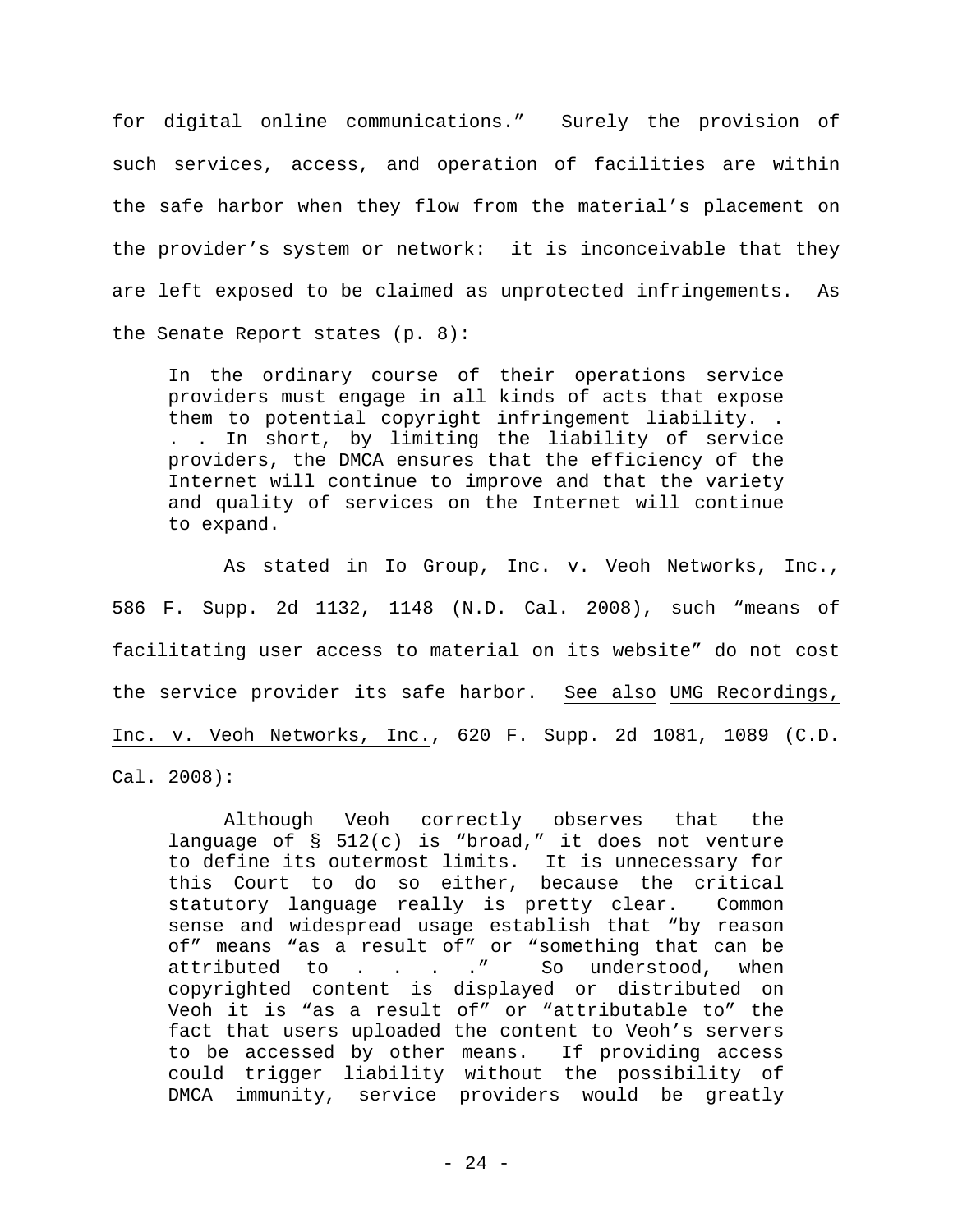for digital online communications." Surely the provision of such services, access, and operation of facilities are within the safe harbor when they flow from the material's placement on the provider's system or network: it is inconceivable that they are left exposed to be claimed as unprotected infringements. As the Senate Report states (p. 8):

> In the ordinary course of their operations service providers must engage in all kinds of acts that expose them to potential copyright infringement liability. . . . In short, by limiting the liability of service providers, the DMCA ensures that the efficiency of the Internet will continue to improve and that the variety and quality of services on the Internet will continue to expand.

As stated in Io Group, Inc. v. Veoh Networks, Inc., 586 F. Supp. 2d 1132, 1148 (N.D. Cal. 2008), such "means of facilitating user access to material on its website" do not cost the service provider its safe harbor. See also UMG Recordings, Inc. v. Veoh Networks, Inc., 620 F. Supp. 2d 1081, 1089 (C.D. Cal. 2008):

> Although Veoh correctly observes that the language of § 512(c) is "broad," it does not venture to define its outermost limits. It is unnecessary for this Court to do so either, because the critical statutory language really is pretty clear. Common sense and widespread usage establish that "by reason of" means "as a result of" or "something that can be attributed to . . . ." So understood, when copyrighted content is displayed or distributed on Veoh it is "as a result of" or "attributable to" the fact that users uploaded the content to Veoh's servers to be accessed by other means. If providing access could trigger liability without the possibility of DMCA immunity, service providers would be greatly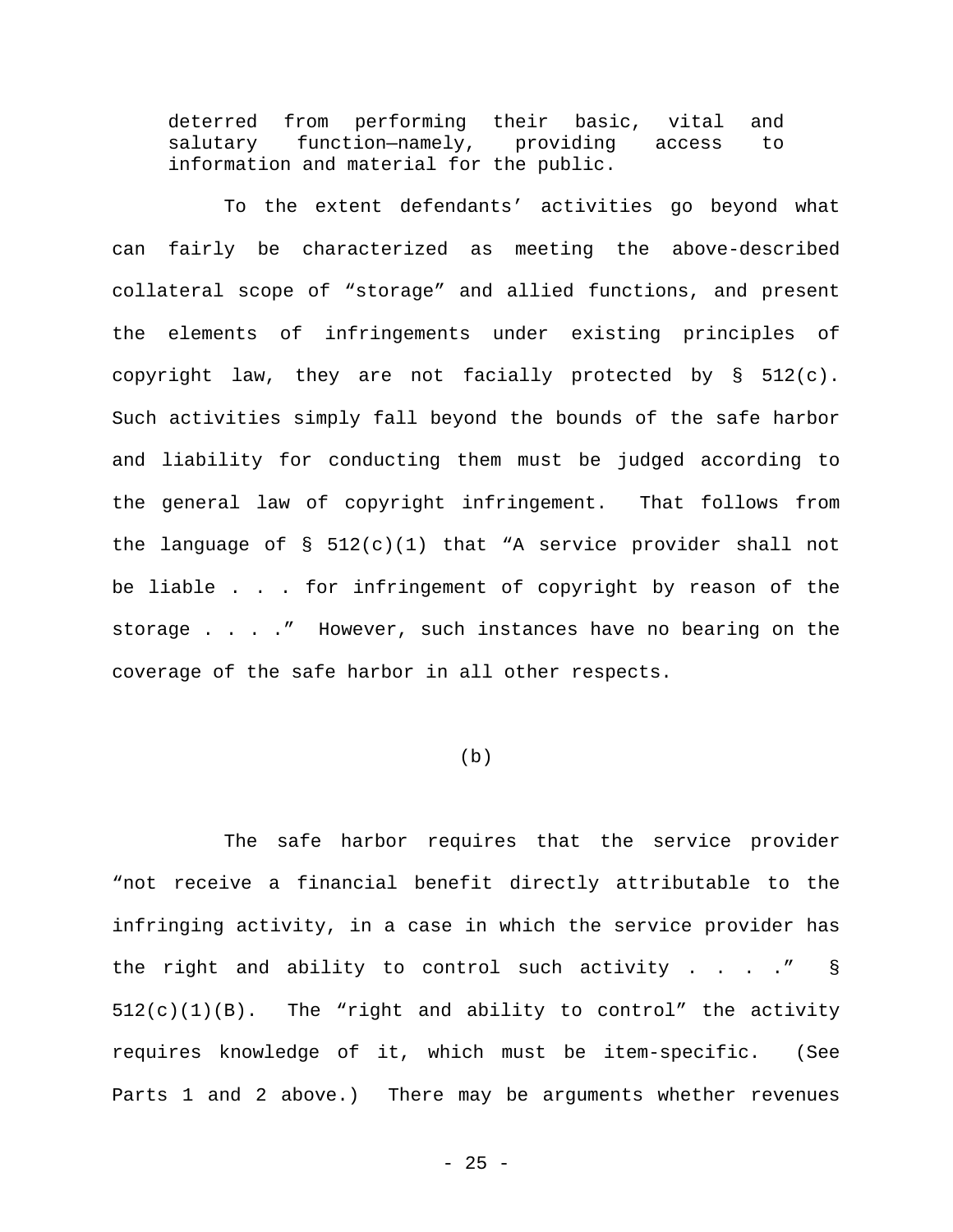> deterred from performing their basic, vital and salutary function—namely, providing access to information and material for the public.

To the extent defendants' activities go beyond what can fairly be characterized as meeting the above-described collateral scope of "storage" and allied functions, and present the elements of infringements under existing principles of copyright law, they are not facially protected by § 512(c). Such activities simply fall beyond the bounds of the safe harbor and liability for conducting them must be judged according to the general law of copyright infringement. That follows from the language of § 512(c)(1) that "A service provider shall not be liable . . . for infringement of copyright by reason of the storage . . . ." However, such instances have no bearing on the coverage of the safe harbor in all other respects.

(b)

The safe harbor requires that the service provider "not receive a financial benefit directly attributable to the infringing activity, in a case in which the service provider has the right and ability to control such activity . . . ." § 512(c)(1)(B). The "right and ability to control" the activity requires knowledge of it, which must be item-specific. (See Parts 1 and 2 above.) There may be arguments whether revenues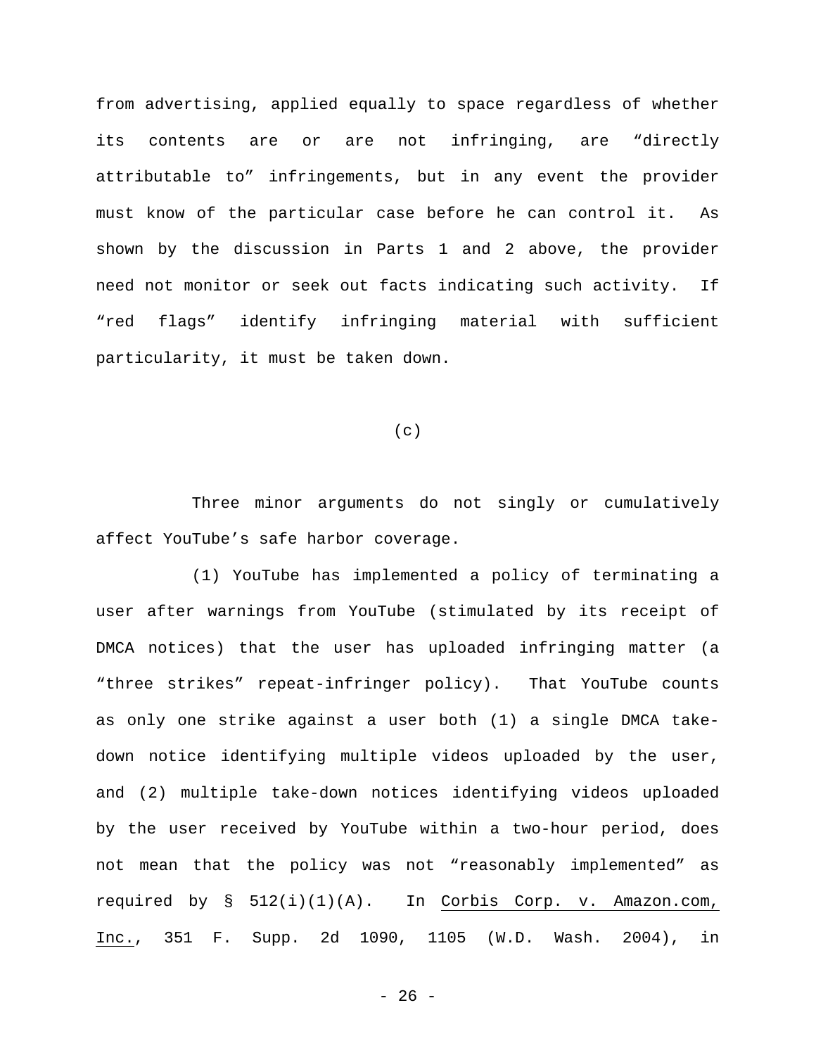from advertising, applied equally to space regardless of whether its contents are or are not infringing, are "directly attributable to" infringements, but in any event the provider must know of the particular case before he can control it. As shown by the discussion in Parts 1 and 2 above, the provider need not monitor or seek out facts indicating such activity. If "red flags" identify infringing material with sufficient particularity, it must be taken down.

(c)

Three minor arguments do not singly or cumulatively affect YouTube's safe harbor coverage.

(1) YouTube has implemented a policy of terminating a user after warnings from YouTube (stimulated by its receipt of DMCA notices) that the user has uploaded infringing matter (a "three strikes" repeat-infringer policy). That YouTube counts as only one strike against a user both (1) a single DMCA take-down notice identifying multiple videos uploaded by the user, and (2) multiple take-down notices identifying videos uploaded by the user received by YouTube within a two-hour period, does not mean that the policy was not "reasonably implemented" as required by § 512(i)(1)(A). In Corbis Corp. v. Amazon.com, Inc., 351 F. Supp. 2d 1090, 1105 (W.D. Wash. 2004), in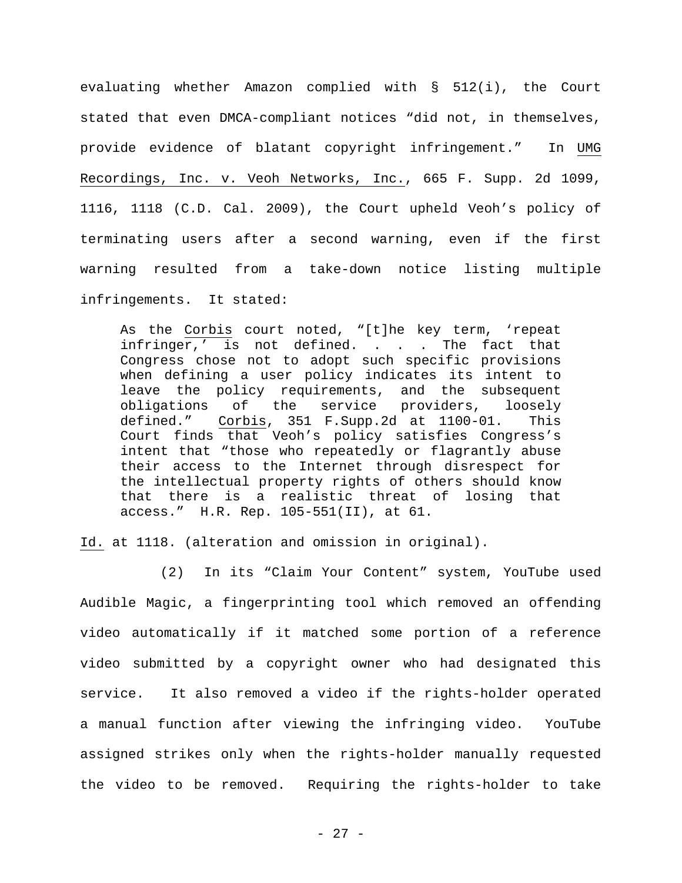evaluating whether Amazon complied with § 512(i), the Court stated that even DMCA-compliant notices "did not, in themselves, provide evidence of blatant copyright infringement." In UMG Recordings, Inc. v. Veoh Networks, Inc., 665 F. Supp. 2d 1099, 1116, 1118 (C.D. Cal. 2009), the Court upheld Veoh's policy of terminating users after a second warning, even if the first warning resulted from a take-down notice listing multiple infringements. It stated:

> As the Corbis court noted, "[t]he key term, 'repeat infringer,' is not defined. . . . The fact that Congress chose not to adopt such specific provisions when defining a user policy indicates its intent to leave the policy requirements, and the subsequent obligations of the service providers, loosely defined." Corbis, 351 F.Supp.2d at 1100-01. This Court finds that Veoh's policy satisfies Congress's intent that "those who repeatedly or flagrantly abuse their access to the Internet through disrespect for the intellectual property rights of others should know that there is a realistic threat of losing that access." H.R. Rep. 105-551(II), at 61.

Id. at 1118. (alteration and omission in original).

(2) In its "Claim Your Content" system, YouTube used Audible Magic, a fingerprinting tool which removed an offending video automatically if it matched some portion of a reference video submitted by a copyright owner who had designated this service. It also removed a video if the rights-holder operated a manual function after viewing the infringing video. YouTube assigned strikes only when the rights-holder manually requested the video to be removed. Requiring the rights-holder to take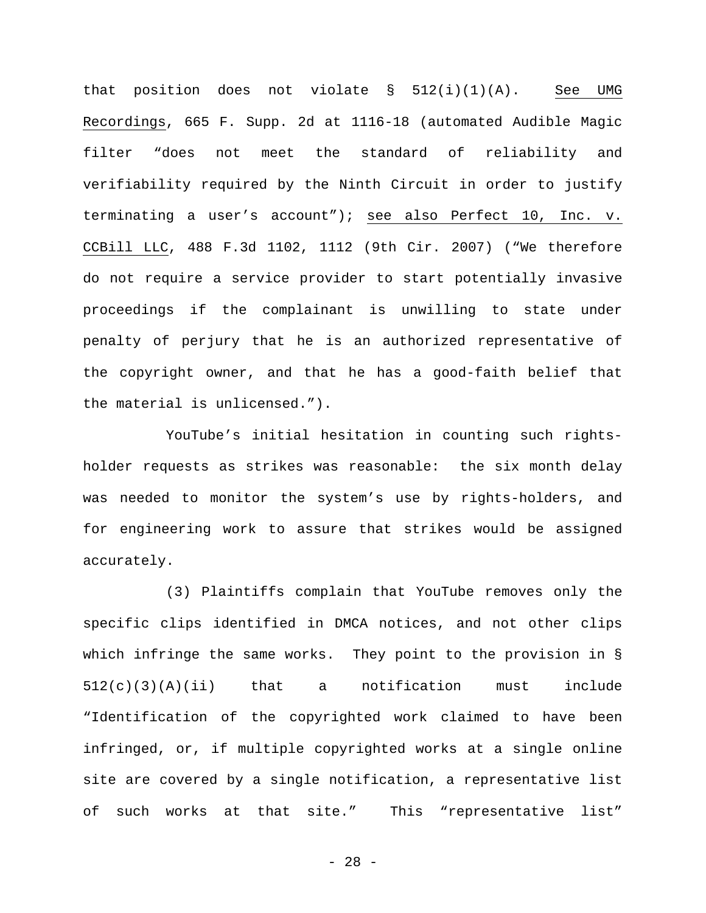that position does not violate § 512(i)(1)(A). See UMG Recordings, 665 F. Supp. 2d at 1116-18 (automated Audible Magic filter "does not meet the standard of reliability and verifiability required by the Ninth Circuit in order to justify terminating a user's account"); see also Perfect 10, Inc. v. CCBill LLC, 488 F.3d 1102, 1112 (9th Cir. 2007) ("We therefore do not require a service provider to start potentially invasive proceedings if the complainant is unwilling to state under penalty of perjury that he is an authorized representative of the copyright owner, and that he has a good-faith belief that the material is unlicensed.").

YouTube's initial hesitation in counting such rights-holder requests as strikes was reasonable: the six month delay was needed to monitor the system's use by rights-holders, and for engineering work to assure that strikes would be assigned accurately.

(3) Plaintiffs complain that YouTube removes only the specific clips identified in DMCA notices, and not other clips which infringe the same works. They point to the provision in § 512(c)(3)(A)(ii) that a notification must include "Identification of the copyrighted work claimed to have been infringed, or, if multiple copyrighted works at a single online site are covered by a single notification, a representative list of such works at that site." This "representative list"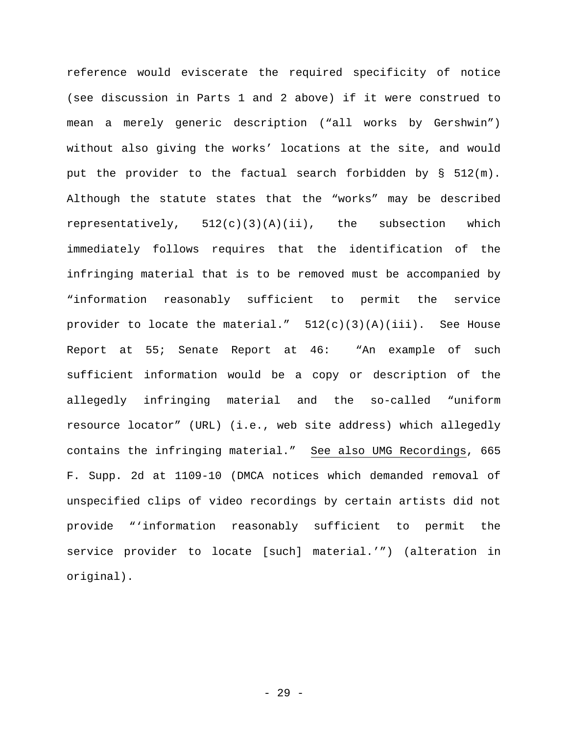reference would eviscerate the required specificity of notice (see discussion in Parts 1 and 2 above) if it were construed to mean a merely generic description ("all works by Gershwin") without also giving the works' locations at the site, and would put the provider to the factual search forbidden by § 512(m). Although the statute states that the "works" may be described representatively, 512(c)(3)(A)(ii), the subsection which immediately follows requires that the identification of the infringing material that is to be removed must be accompanied by "information reasonably sufficient to permit the service provider to locate the material." 512(c)(3)(A)(iii). See House Report at 55; Senate Report at 46: "An example of such sufficient information would be a copy or description of the allegedly infringing material and the so-called "uniform resource locator" (URL) (i.e., web site address) which allegedly contains the infringing material." See also UMG Recordings, 665 F. Supp. 2d at 1109-10 (DMCA notices which demanded removal of unspecified clips of video recordings by certain artists did not provide "'information reasonably sufficient to permit the service provider to locate [such] material.'") (alteration in original).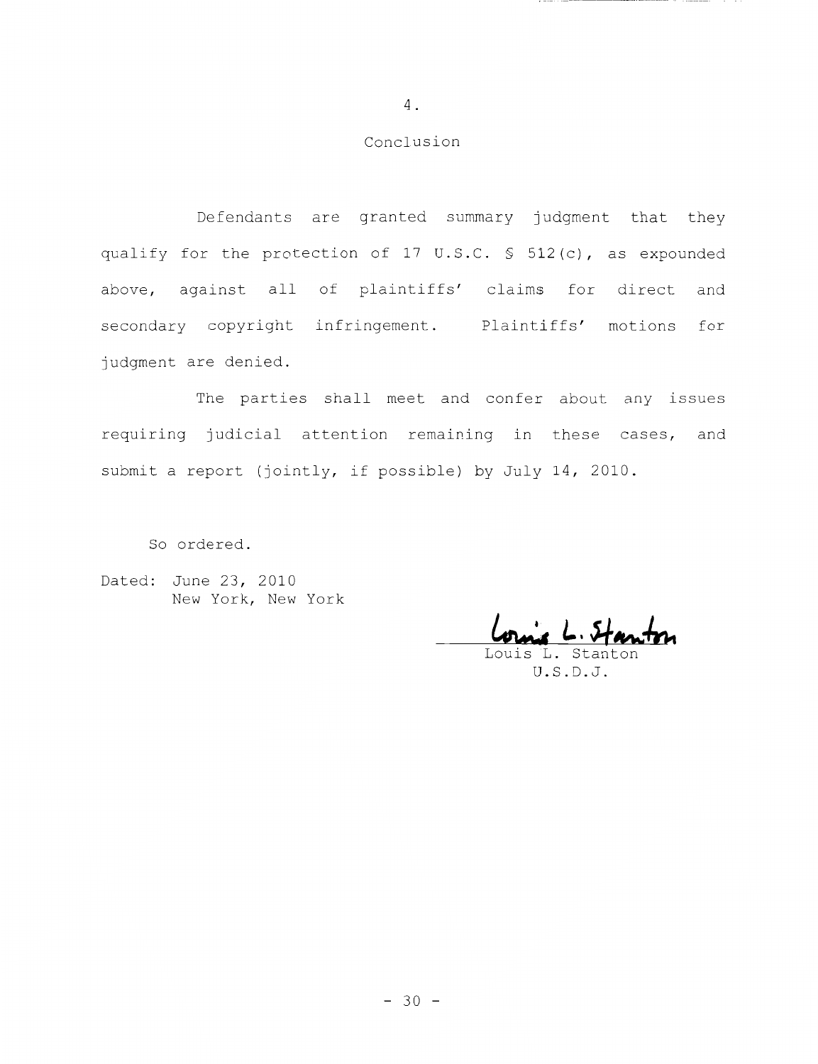## 4.

## Conclusion

Defendants are granted summary judgment that they qualify for the protection of 17 U.S.C. § 512(c), as expounded above, against all of plaintiffs' claims for direct and secondary copyright infringement. Plaintiffs' motions for judgment are denied.

The parties shall meet and confer about any issues requiring judicial attention remaining in these cases, and submit a report (jointly, if possible) by July 14, 2010.

So ordered.

Dated: June 23, 2010
New York, New York

Louis L. Stanton
U.S.D.J.